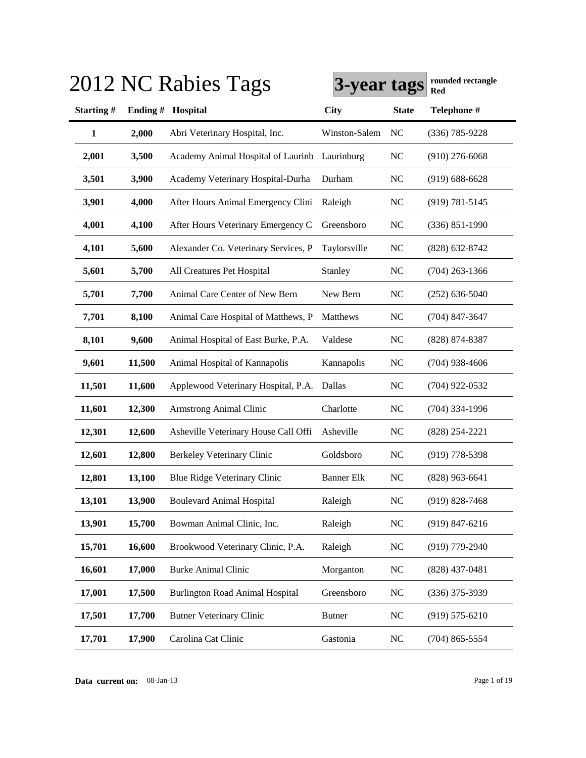# 2012 NC Rabies Tags

**3-year tags** **rounded rectangle Red**

| Starting # | Ending # | Hospital | City | State | Telephone # |
|---|---|---|---|---|---|
| **1** | **2,000** | Abri Veterinary Hospital, Inc. | Winston-Salem | NC | (336) 785-9228 |
| **2,001** | **3,500** | Academy Animal Hospital of Laurinb | Laurinburg | NC | (910) 276-6068 |
| **3,501** | **3,900** | Academy Veterinary Hospital-Durha | Durham | NC | (919) 688-6628 |
| **3,901** | **4,000** | After Hours Animal Emergency Clini | Raleigh | NC | (919) 781-5145 |
| **4,001** | **4,100** | After Hours Veterinary Emergency C | Greensboro | NC | (336) 851-1990 |
| **4,101** | **5,600** | Alexander Co. Veterinary Services, P | Taylorsville | NC | (828) 632-8742 |
| **5,601** | **5,700** | All Creatures Pet Hospital | Stanley | NC | (704) 263-1366 |
| **5,701** | **7,700** | Animal Care Center of New Bern | New Bern | NC | (252) 636-5040 |
| **7,701** | **8,100** | Animal Care Hospital of Matthews, P | Matthews | NC | (704) 847-3647 |
| **8,101** | **9,600** | Animal Hospital of East Burke, P.A. | Valdese | NC | (828) 874-8387 |
| **9,601** | **11,500** | Animal Hospital of Kannapolis | Kannapolis | NC | (704) 938-4606 |
| **11,501** | **11,600** | Applewood Veterinary Hospital, P.A. | Dallas | NC | (704) 922-0532 |
| **11,601** | **12,300** | Armstrong Animal Clinic | Charlotte | NC | (704) 334-1996 |
| **12,301** | **12,600** | Asheville Veterinary House Call Offi | Asheville | NC | (828) 254-2221 |
| **12,601** | **12,800** | Berkeley Veterinary Clinic | Goldsboro | NC | (919) 778-5398 |
| **12,801** | **13,100** | Blue Ridge Veterinary Clinic | Banner Elk | NC | (828) 963-6641 |
| **13,101** | **13,900** | Boulevard Animal Hospital | Raleigh | NC | (919) 828-7468 |
| **13,901** | **15,700** | Bowman Animal Clinic, Inc. | Raleigh | NC | (919) 847-6216 |
| **15,701** | **16,600** | Brookwood Veterinary Clinic, P.A. | Raleigh | NC | (919) 779-2940 |
| **16,601** | **17,000** | Burke Animal Clinic | Morganton | NC | (828) 437-0481 |
| **17,001** | **17,500** | Burlington Road Animal Hospital | Greensboro | NC | (336) 375-3939 |
| **17,501** | **17,700** | Butner Veterinary Clinic | Butner | NC | (919) 575-6210 |
| **17,701** | **17,900** | Carolina Cat Clinic | Gastonia | NC | (704) 865-5554 |

**Data current on:** 08-Jan-13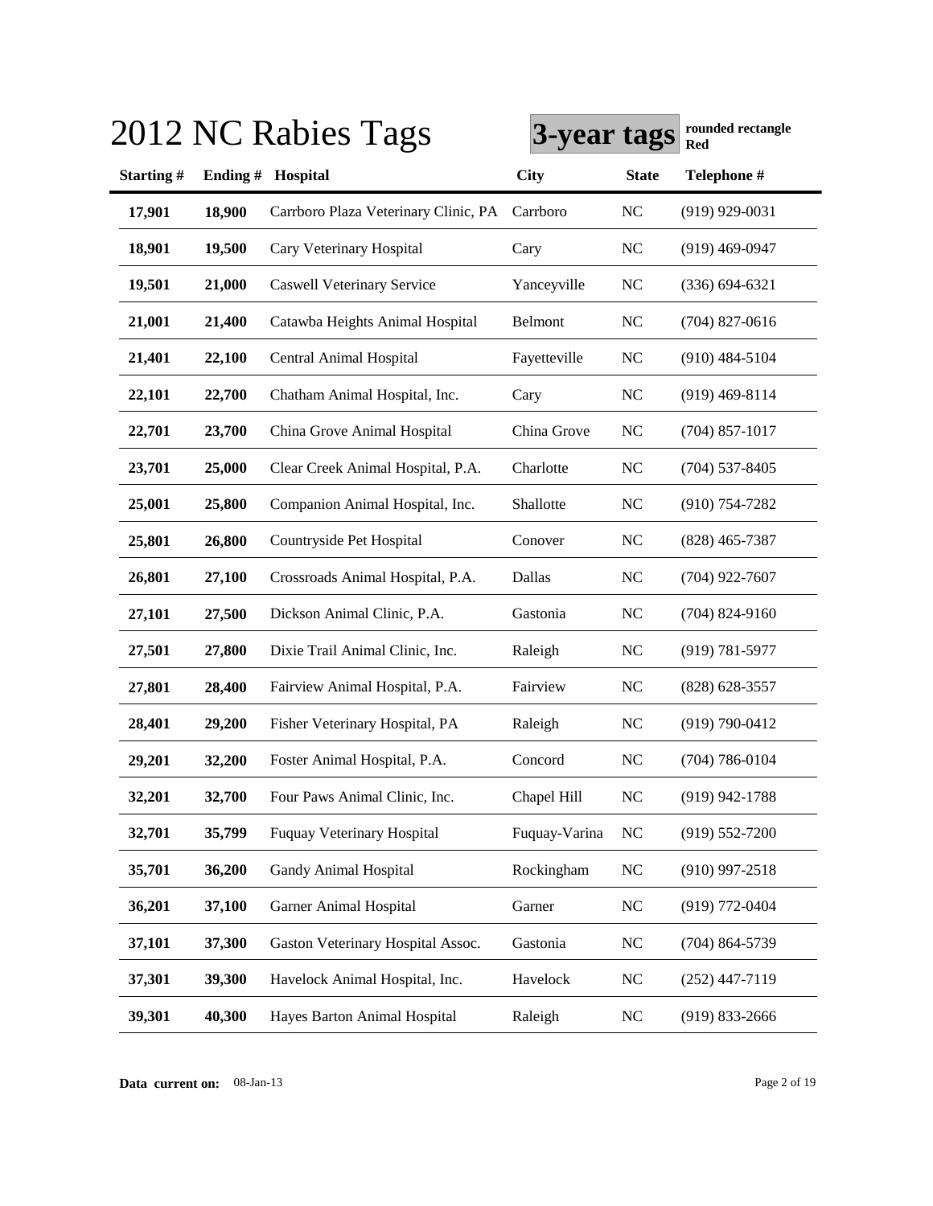# 2012 NC Rabies Tags

**3-year tags** **rounded rectangle Red**

| Starting # | Ending # | Hospital | City | State | Telephone # |
|---|---|---|---|---|---|
| **17,901** | **18,900** | Carrboro Plaza Veterinary Clinic, PA | Carrboro | NC | (919) 929-0031 |
| **18,901** | **19,500** | Cary Veterinary Hospital | Cary | NC | (919) 469-0947 |
| **19,501** | **21,000** | Caswell Veterinary Service | Yanceyville | NC | (336) 694-6321 |
| **21,001** | **21,400** | Catawba Heights Animal Hospital | Belmont | NC | (704) 827-0616 |
| **21,401** | **22,100** | Central Animal Hospital | Fayetteville | NC | (910) 484-5104 |
| **22,101** | **22,700** | Chatham Animal Hospital, Inc. | Cary | NC | (919) 469-8114 |
| **22,701** | **23,700** | China Grove Animal Hospital | China Grove | NC | (704) 857-1017 |
| **23,701** | **25,000** | Clear Creek Animal Hospital, P.A. | Charlotte | NC | (704) 537-8405 |
| **25,001** | **25,800** | Companion Animal Hospital, Inc. | Shallotte | NC | (910) 754-7282 |
| **25,801** | **26,800** | Countryside Pet Hospital | Conover | NC | (828) 465-7387 |
| **26,801** | **27,100** | Crossroads Animal Hospital, P.A. | Dallas | NC | (704) 922-7607 |
| **27,101** | **27,500** | Dickson Animal Clinic, P.A. | Gastonia | NC | (704) 824-9160 |
| **27,501** | **27,800** | Dixie Trail Animal Clinic, Inc. | Raleigh | NC | (919) 781-5977 |
| **27,801** | **28,400** | Fairview Animal Hospital, P.A. | Fairview | NC | (828) 628-3557 |
| **28,401** | **29,200** | Fisher Veterinary Hospital, PA | Raleigh | NC | (919) 790-0412 |
| **29,201** | **32,200** | Foster Animal Hospital, P.A. | Concord | NC | (704) 786-0104 |
| **32,201** | **32,700** | Four Paws Animal Clinic, Inc. | Chapel Hill | NC | (919) 942-1788 |
| **32,701** | **35,799** | Fuquay Veterinary Hospital | Fuquay-Varina | NC | (919) 552-7200 |
| **35,701** | **36,200** | Gandy Animal Hospital | Rockingham | NC | (910) 997-2518 |
| **36,201** | **37,100** | Garner Animal Hospital | Garner | NC | (919) 772-0404 |
| **37,101** | **37,300** | Gaston Veterinary Hospital Assoc. | Gastonia | NC | (704) 864-5739 |
| **37,301** | **39,300** | Havelock Animal Hospital, Inc. | Havelock | NC | (252) 447-7119 |
| **39,301** | **40,300** | Hayes Barton Animal Hospital | Raleigh | NC | (919) 833-2666 |

**Data current on:** 08-Jan-13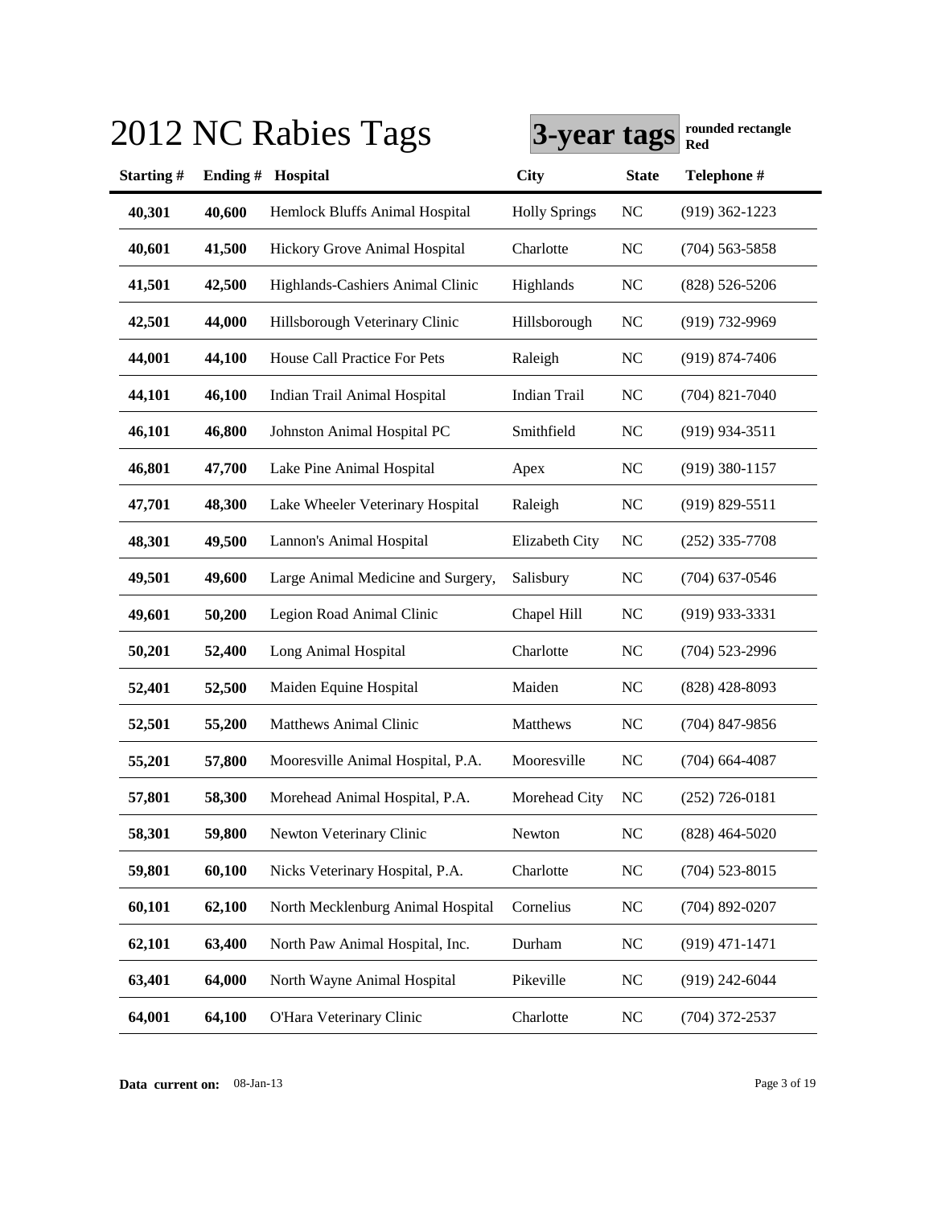# 2012 NC Rabies Tags

**3-year tags** **rounded rectangle Red**

| Starting # | Ending # | Hospital | City | State | Telephone # |
|---|---|---|---|---|---|
| 40,301 | 40,600 | Hemlock Bluffs Animal Hospital | Holly Springs | NC | (919) 362-1223 |
| 40,601 | 41,500 | Hickory Grove Animal Hospital | Charlotte | NC | (704) 563-5858 |
| 41,501 | 42,500 | Highlands-Cashiers Animal Clinic | Highlands | NC | (828) 526-5206 |
| 42,501 | 44,000 | Hillsborough Veterinary Clinic | Hillsborough | NC | (919) 732-9969 |
| 44,001 | 44,100 | House Call Practice For Pets | Raleigh | NC | (919) 874-7406 |
| 44,101 | 46,100 | Indian Trail Animal Hospital | Indian Trail | NC | (704) 821-7040 |
| 46,101 | 46,800 | Johnston Animal Hospital PC | Smithfield | NC | (919) 934-3511 |
| 46,801 | 47,700 | Lake Pine Animal Hospital | Apex | NC | (919) 380-1157 |
| 47,701 | 48,300 | Lake Wheeler Veterinary Hospital | Raleigh | NC | (919) 829-5511 |
| 48,301 | 49,500 | Lannon's Animal Hospital | Elizabeth City | NC | (252) 335-7708 |
| 49,501 | 49,600 | Large Animal Medicine and Surgery, | Salisbury | NC | (704) 637-0546 |
| 49,601 | 50,200 | Legion Road Animal Clinic | Chapel Hill | NC | (919) 933-3331 |
| 50,201 | 52,400 | Long Animal Hospital | Charlotte | NC | (704) 523-2996 |
| 52,401 | 52,500 | Maiden Equine Hospital | Maiden | NC | (828) 428-8093 |
| 52,501 | 55,200 | Matthews Animal Clinic | Matthews | NC | (704) 847-9856 |
| 55,201 | 57,800 | Mooresville Animal Hospital, P.A. | Mooresville | NC | (704) 664-4087 |
| 57,801 | 58,300 | Morehead Animal Hospital, P.A. | Morehead City | NC | (252) 726-0181 |
| 58,301 | 59,800 | Newton Veterinary Clinic | Newton | NC | (828) 464-5020 |
| 59,801 | 60,100 | Nicks Veterinary Hospital, P.A. | Charlotte | NC | (704) 523-8015 |
| 60,101 | 62,100 | North Mecklenburg Animal Hospital | Cornelius | NC | (704) 892-0207 |
| 62,101 | 63,400 | North Paw Animal Hospital, Inc. | Durham | NC | (919) 471-1471 |
| 63,401 | 64,000 | North Wayne Animal Hospital | Pikeville | NC | (919) 242-6044 |
| 64,001 | 64,100 | O'Hara Veterinary Clinic | Charlotte | NC | (704) 372-2537 |

**Data current on:** 08-Jan-13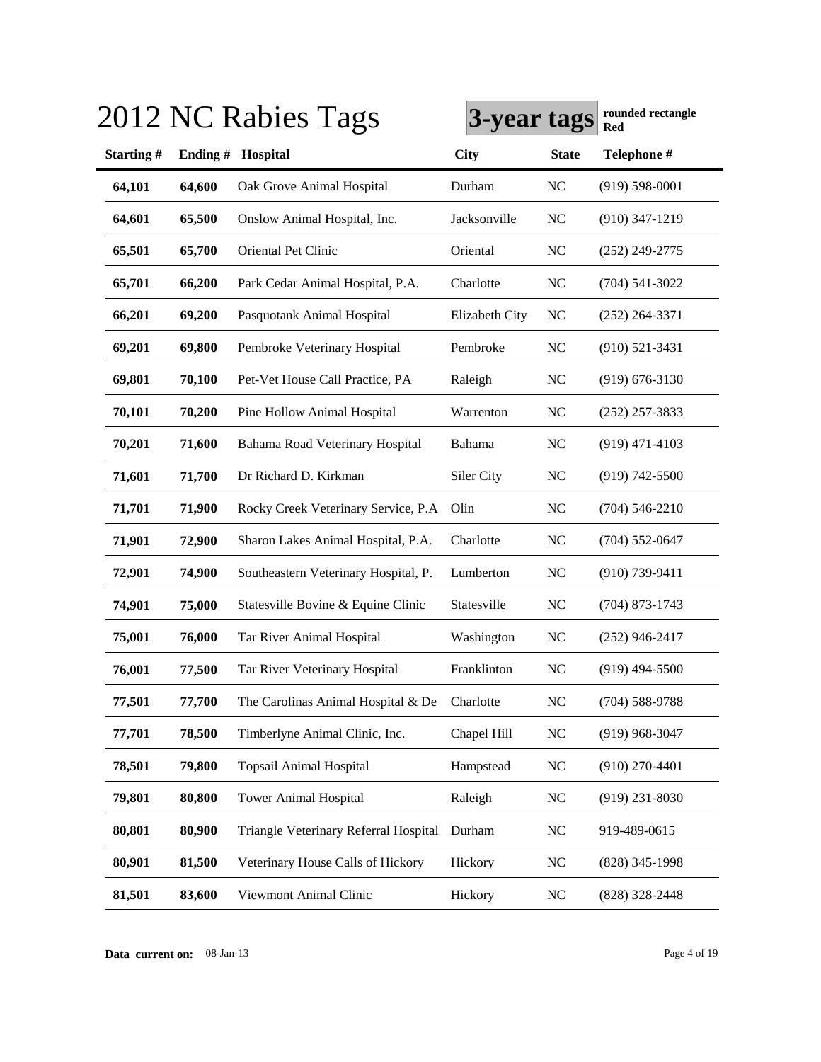# 2012 NC Rabies Tags

**3-year tags** **rounded rectangle Red**

| Starting # | Ending # | Hospital | City | State | Telephone # |
|---|---|---|---|---|---|
| **64,101** | **64,600** | Oak Grove Animal Hospital | Durham | NC | (919) 598-0001 |
| **64,601** | **65,500** | Onslow Animal Hospital, Inc. | Jacksonville | NC | (910) 347-1219 |
| **65,501** | **65,700** | Oriental Pet Clinic | Oriental | NC | (252) 249-2775 |
| **65,701** | **66,200** | Park Cedar Animal Hospital, P.A. | Charlotte | NC | (704) 541-3022 |
| **66,201** | **69,200** | Pasquotank Animal Hospital | Elizabeth City | NC | (252) 264-3371 |
| **69,201** | **69,800** | Pembroke Veterinary Hospital | Pembroke | NC | (910) 521-3431 |
| **69,801** | **70,100** | Pet-Vet House Call Practice, PA | Raleigh | NC | (919) 676-3130 |
| **70,101** | **70,200** | Pine Hollow Animal Hospital | Warrenton | NC | (252) 257-3833 |
| **70,201** | **71,600** | Bahama Road Veterinary Hospital | Bahama | NC | (919) 471-4103 |
| **71,601** | **71,700** | Dr Richard D. Kirkman | Siler City | NC | (919) 742-5500 |
| **71,701** | **71,900** | Rocky Creek Veterinary Service, P.A | Olin | NC | (704) 546-2210 |
| **71,901** | **72,900** | Sharon Lakes Animal Hospital, P.A. | Charlotte | NC | (704) 552-0647 |
| **72,901** | **74,900** | Southeastern Veterinary Hospital, P. | Lumberton | NC | (910) 739-9411 |
| **74,901** | **75,000** | Statesville Bovine & Equine Clinic | Statesville | NC | (704) 873-1743 |
| **75,001** | **76,000** | Tar River Animal Hospital | Washington | NC | (252) 946-2417 |
| **76,001** | **77,500** | Tar River Veterinary Hospital | Franklinton | NC | (919) 494-5500 |
| **77,501** | **77,700** | The Carolinas Animal Hospital & De | Charlotte | NC | (704) 588-9788 |
| **77,701** | **78,500** | Timberlyne Animal Clinic, Inc. | Chapel Hill | NC | (919) 968-3047 |
| **78,501** | **79,800** | Topsail Animal Hospital | Hampstead | NC | (910) 270-4401 |
| **79,801** | **80,800** | Tower Animal Hospital | Raleigh | NC | (919) 231-8030 |
| **80,801** | **80,900** | Triangle Veterinary Referral Hospital | Durham | NC | 919-489-0615 |
| **80,901** | **81,500** | Veterinary House Calls of Hickory | Hickory | NC | (828) 345-1998 |
| **81,501** | **83,600** | Viewmont Animal Clinic | Hickory | NC | (828) 328-2448 |

**Data current on:** 08-Jan-13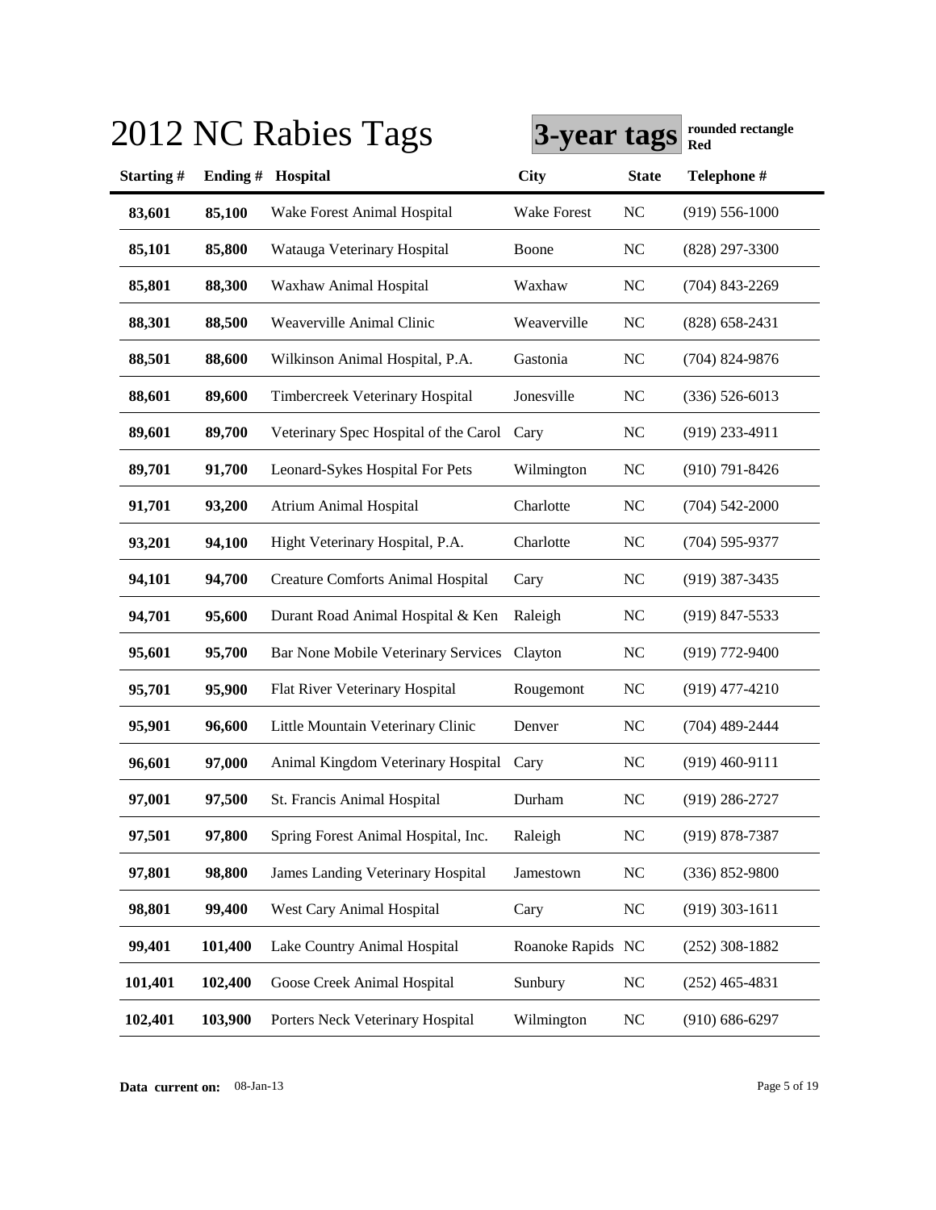# 2012 NC Rabies Tags

**3-year tags** **rounded rectangle Red**

| Starting # | Ending # | Hospital | City | State | Telephone # |
|---|---|---|---|---|---|
| **83,601** | **85,100** | Wake Forest Animal Hospital | Wake Forest | NC | (919) 556-1000 |
| **85,101** | **85,800** | Watauga Veterinary Hospital | Boone | NC | (828) 297-3300 |
| **85,801** | **88,300** | Waxhaw Animal Hospital | Waxhaw | NC | (704) 843-2269 |
| **88,301** | **88,500** | Weaverville Animal Clinic | Weaverville | NC | (828) 658-2431 |
| **88,501** | **88,600** | Wilkinson Animal Hospital, P.A. | Gastonia | NC | (704) 824-9876 |
| **88,601** | **89,600** | Timbercreek Veterinary Hospital | Jonesville | NC | (336) 526-6013 |
| **89,601** | **89,700** | Veterinary Spec Hospital of the Carol | Cary | NC | (919) 233-4911 |
| **89,701** | **91,700** | Leonard-Sykes Hospital For Pets | Wilmington | NC | (910) 791-8426 |
| **91,701** | **93,200** | Atrium Animal Hospital | Charlotte | NC | (704) 542-2000 |
| **93,201** | **94,100** | Hight Veterinary Hospital, P.A. | Charlotte | NC | (704) 595-9377 |
| **94,101** | **94,700** | Creature Comforts Animal Hospital | Cary | NC | (919) 387-3435 |
| **94,701** | **95,600** | Durant Road Animal Hospital & Ken | Raleigh | NC | (919) 847-5533 |
| **95,601** | **95,700** | Bar None Mobile Veterinary Services | Clayton | NC | (919) 772-9400 |
| **95,701** | **95,900** | Flat River Veterinary Hospital | Rougemont | NC | (919) 477-4210 |
| **95,901** | **96,600** | Little Mountain Veterinary Clinic | Denver | NC | (704) 489-2444 |
| **96,601** | **97,000** | Animal Kingdom Veterinary Hospital | Cary | NC | (919) 460-9111 |
| **97,001** | **97,500** | St. Francis Animal Hospital | Durham | NC | (919) 286-2727 |
| **97,501** | **97,800** | Spring Forest Animal Hospital, Inc. | Raleigh | NC | (919) 878-7387 |
| **97,801** | **98,800** | James Landing Veterinary Hospital | Jamestown | NC | (336) 852-9800 |
| **98,801** | **99,400** | West Cary Animal Hospital | Cary | NC | (919) 303-1611 |
| **99,401** | **101,400** | Lake Country Animal Hospital | Roanoke Rapids | NC | (252) 308-1882 |
| **101,401** | **102,400** | Goose Creek Animal Hospital | Sunbury | NC | (252) 465-4831 |
| **102,401** | **103,900** | Porters Neck Veterinary Hospital | Wilmington | NC | (910) 686-6297 |

**Data current on:** 08-Jan-13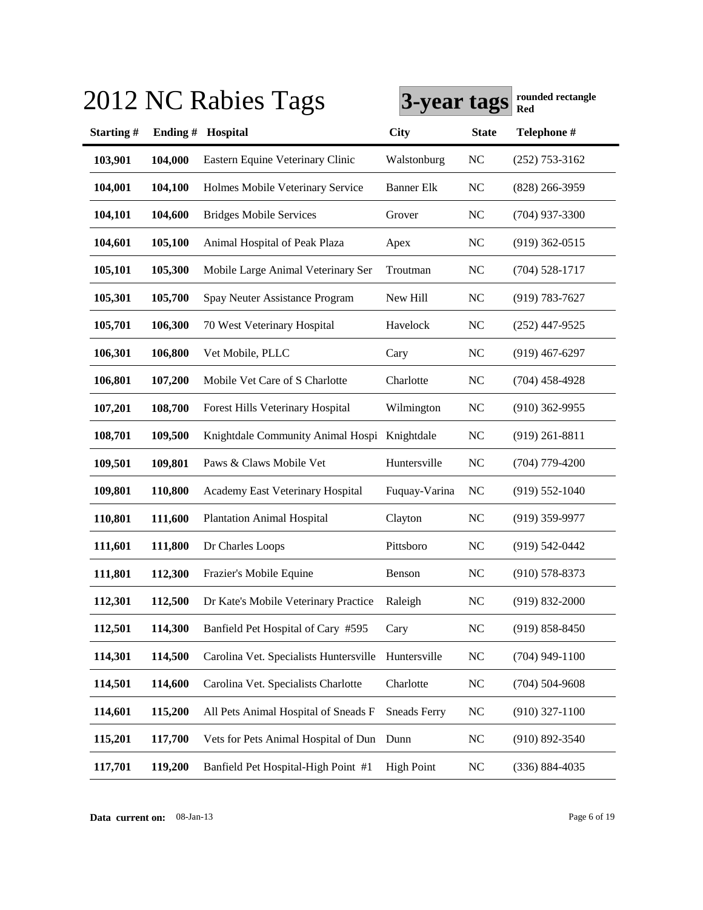# 2012 NC Rabies Tags

**3-year tags** **rounded rectangle Red**

| Starting # | Ending # | Hospital | City | State | Telephone # |
|---|---|---|---|---|---|
| **103,901** | **104,000** | Eastern Equine Veterinary Clinic | Walstonburg | NC | (252) 753-3162 |
| **104,001** | **104,100** | Holmes Mobile Veterinary Service | Banner Elk | NC | (828) 266-3959 |
| **104,101** | **104,600** | Bridges Mobile Services | Grover | NC | (704) 937-3300 |
| **104,601** | **105,100** | Animal Hospital of Peak Plaza | Apex | NC | (919) 362-0515 |
| **105,101** | **105,300** | Mobile Large Animal Veterinary Ser | Troutman | NC | (704) 528-1717 |
| **105,301** | **105,700** | Spay Neuter Assistance Program | New Hill | NC | (919) 783-7627 |
| **105,701** | **106,300** | 70 West Veterinary Hospital | Havelock | NC | (252) 447-9525 |
| **106,301** | **106,800** | Vet Mobile, PLLC | Cary | NC | (919) 467-6297 |
| **106,801** | **107,200** | Mobile Vet Care of S Charlotte | Charlotte | NC | (704) 458-4928 |
| **107,201** | **108,700** | Forest Hills Veterinary Hospital | Wilmington | NC | (910) 362-9955 |
| **108,701** | **109,500** | Knightdale Community Animal Hospi | Knightdale | NC | (919) 261-8811 |
| **109,501** | **109,801** | Paws & Claws Mobile Vet | Huntersville | NC | (704) 779-4200 |
| **109,801** | **110,800** | Academy East Veterinary Hospital | Fuquay-Varina | NC | (919) 552-1040 |
| **110,801** | **111,600** | Plantation Animal Hospital | Clayton | NC | (919) 359-9977 |
| **111,601** | **111,800** | Dr Charles Loops | Pittsboro | NC | (919) 542-0442 |
| **111,801** | **112,300** | Frazier's Mobile Equine | Benson | NC | (910) 578-8373 |
| **112,301** | **112,500** | Dr Kate's Mobile Veterinary Practice | Raleigh | NC | (919) 832-2000 |
| **112,501** | **114,300** | Banfield Pet Hospital of Cary #595 | Cary | NC | (919) 858-8450 |
| **114,301** | **114,500** | Carolina Vet. Specialists Huntersville | Huntersville | NC | (704) 949-1100 |
| **114,501** | **114,600** | Carolina Vet. Specialists Charlotte | Charlotte | NC | (704) 504-9608 |
| **114,601** | **115,200** | All Pets Animal Hospital of Sneads F | Sneads Ferry | NC | (910) 327-1100 |
| **115,201** | **117,700** | Vets for Pets Animal Hospital of Dun | Dunn | NC | (910) 892-3540 |
| **117,701** | **119,200** | Banfield Pet Hospital-High Point #1 | High Point | NC | (336) 884-4035 |

**Data current on:** 08-Jan-13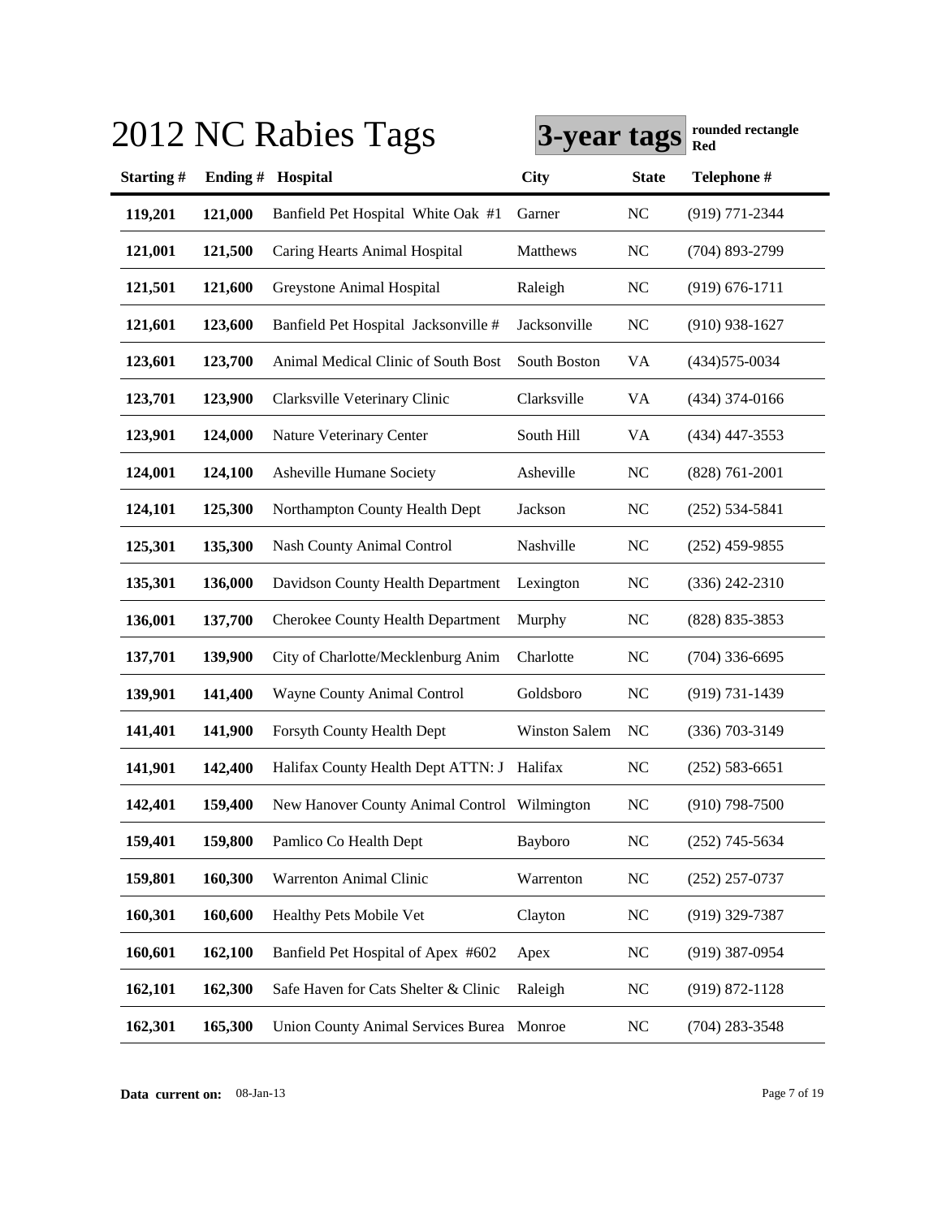# 2012 NC Rabies Tags

**3-year tags** **rounded rectangle Red**

| Starting # | Ending # | Hospital | City | State | Telephone # |
|---|---|---|---|---|---|
| 119,201 | 121,000 | Banfield Pet Hospital White Oak #1 | Garner | NC | (919) 771-2344 |
| 121,001 | 121,500 | Caring Hearts Animal Hospital | Matthews | NC | (704) 893-2799 |
| 121,501 | 121,600 | Greystone Animal Hospital | Raleigh | NC | (919) 676-1711 |
| 121,601 | 123,600 | Banfield Pet Hospital Jacksonville # | Jacksonville | NC | (910) 938-1627 |
| 123,601 | 123,700 | Animal Medical Clinic of South Bost | South Boston | VA | (434)575-0034 |
| 123,701 | 123,900 | Clarksville Veterinary Clinic | Clarksville | VA | (434) 374-0166 |
| 123,901 | 124,000 | Nature Veterinary Center | South Hill | VA | (434) 447-3553 |
| 124,001 | 124,100 | Asheville Humane Society | Asheville | NC | (828) 761-2001 |
| 124,101 | 125,300 | Northampton County Health Dept | Jackson | NC | (252) 534-5841 |
| 125,301 | 135,300 | Nash County Animal Control | Nashville | NC | (252) 459-9855 |
| 135,301 | 136,000 | Davidson County Health Department | Lexington | NC | (336) 242-2310 |
| 136,001 | 137,700 | Cherokee County Health Department | Murphy | NC | (828) 835-3853 |
| 137,701 | 139,900 | City of Charlotte/Mecklenburg Anim | Charlotte | NC | (704) 336-6695 |
| 139,901 | 141,400 | Wayne County Animal Control | Goldsboro | NC | (919) 731-1439 |
| 141,401 | 141,900 | Forsyth County Health Dept | Winston Salem | NC | (336) 703-3149 |
| 141,901 | 142,400 | Halifax County Health Dept ATTN: J | Halifax | NC | (252) 583-6651 |
| 142,401 | 159,400 | New Hanover County Animal Control | Wilmington | NC | (910) 798-7500 |
| 159,401 | 159,800 | Pamlico Co Health Dept | Bayboro | NC | (252) 745-5634 |
| 159,801 | 160,300 | Warrenton Animal Clinic | Warrenton | NC | (252) 257-0737 |
| 160,301 | 160,600 | Healthy Pets Mobile Vet | Clayton | NC | (919) 329-7387 |
| 160,601 | 162,100 | Banfield Pet Hospital of Apex #602 | Apex | NC | (919) 387-0954 |
| 162,101 | 162,300 | Safe Haven for Cats Shelter & Clinic | Raleigh | NC | (919) 872-1128 |
| 162,301 | 165,300 | Union County Animal Services Burea | Monroe | NC | (704) 283-3548 |

**Data current on:** 08-Jan-13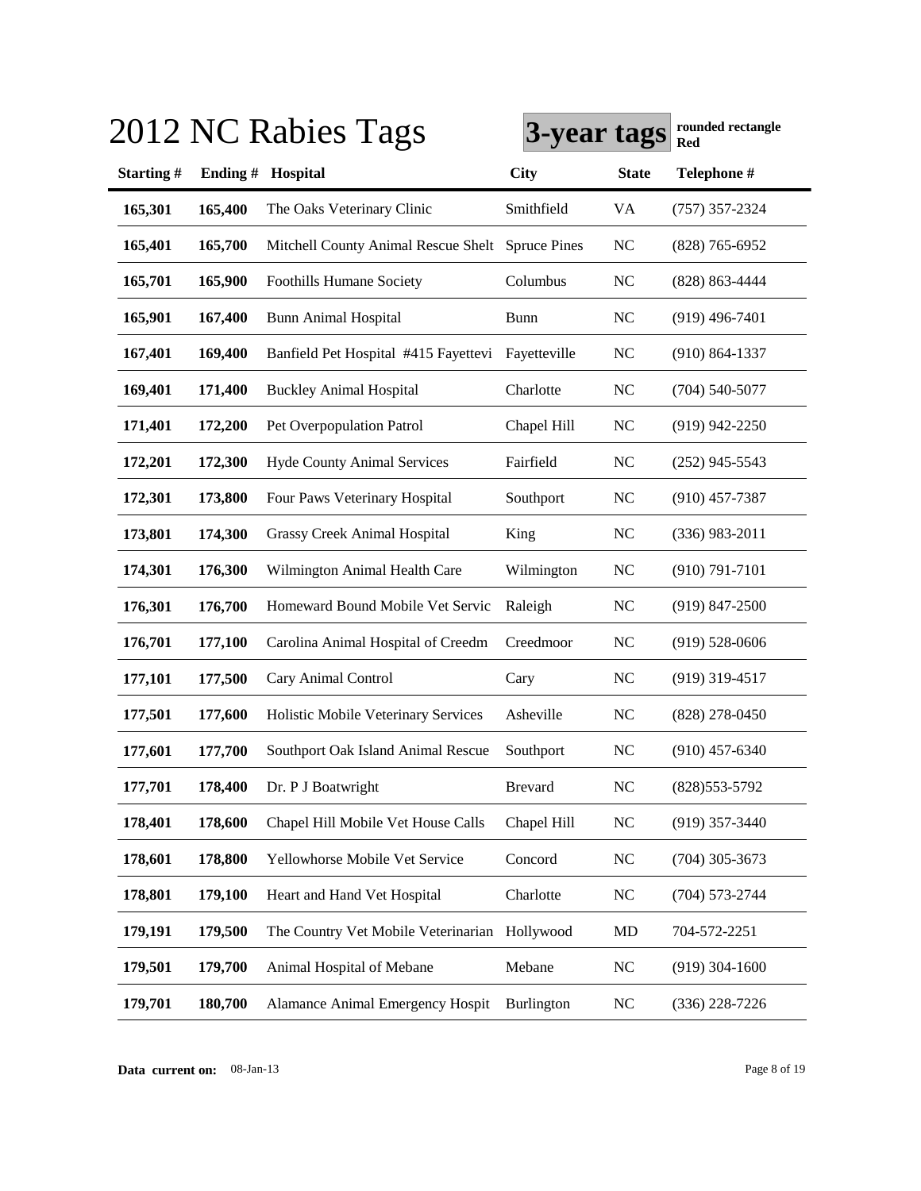# 2012 NC Rabies Tags

**3-year tags** **rounded rectangle Red**

| Starting # | Ending # | Hospital | City | State | Telephone # |
|---|---|---|---|---|---|
| **165,301** | **165,400** | The Oaks Veterinary Clinic | Smithfield | VA | (757) 357-2324 |
| **165,401** | **165,700** | Mitchell County Animal Rescue Shelt | Spruce Pines | NC | (828) 765-6952 |
| **165,701** | **165,900** | Foothills Humane Society | Columbus | NC | (828) 863-4444 |
| **165,901** | **167,400** | Bunn Animal Hospital | Bunn | NC | (919) 496-7401 |
| **167,401** | **169,400** | Banfield Pet Hospital #415 Fayettevi | Fayetteville | NC | (910) 864-1337 |
| **169,401** | **171,400** | Buckley Animal Hospital | Charlotte | NC | (704) 540-5077 |
| **171,401** | **172,200** | Pet Overpopulation Patrol | Chapel Hill | NC | (919) 942-2250 |
| **172,201** | **172,300** | Hyde County Animal Services | Fairfield | NC | (252) 945-5543 |
| **172,301** | **173,800** | Four Paws Veterinary Hospital | Southport | NC | (910) 457-7387 |
| **173,801** | **174,300** | Grassy Creek Animal Hospital | King | NC | (336) 983-2011 |
| **174,301** | **176,300** | Wilmington Animal Health Care | Wilmington | NC | (910) 791-7101 |
| **176,301** | **176,700** | Homeward Bound Mobile Vet Servic | Raleigh | NC | (919) 847-2500 |
| **176,701** | **177,100** | Carolina Animal Hospital of Creedm | Creedmoor | NC | (919) 528-0606 |
| **177,101** | **177,500** | Cary Animal Control | Cary | NC | (919) 319-4517 |
| **177,501** | **177,600** | Holistic Mobile Veterinary Services | Asheville | NC | (828) 278-0450 |
| **177,601** | **177,700** | Southport Oak Island Animal Rescue | Southport | NC | (910) 457-6340 |
| **177,701** | **178,400** | Dr. P J Boatwright | Brevard | NC | (828)553-5792 |
| **178,401** | **178,600** | Chapel Hill Mobile Vet House Calls | Chapel Hill | NC | (919) 357-3440 |
| **178,601** | **178,800** | Yellowhorse Mobile Vet Service | Concord | NC | (704) 305-3673 |
| **178,801** | **179,100** | Heart and Hand Vet Hospital | Charlotte | NC | (704) 573-2744 |
| **179,191** | **179,500** | The Country Vet Mobile Veterinarian | Hollywood | MD | 704-572-2251 |
| **179,501** | **179,700** | Animal Hospital of Mebane | Mebane | NC | (919) 304-1600 |
| **179,701** | **180,700** | Alamance Animal Emergency Hospit | Burlington | NC | (336) 228-7226 |

**Data current on:** 08-Jan-13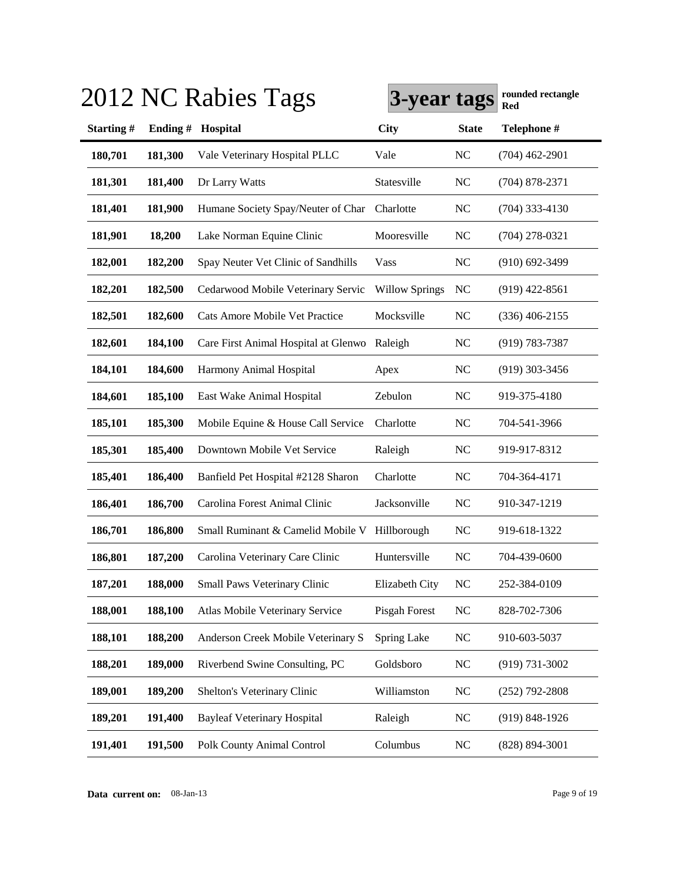# 2012 NC Rabies Tags

**3-year tags** **rounded rectangle Red**

| Starting # | Ending # | Hospital | City | State | Telephone # |
|---|---|---|---|---|---|
| **180,701** | **181,300** | Vale Veterinary Hospital PLLC | Vale | NC | (704) 462-2901 |
| **181,301** | **181,400** | Dr Larry Watts | Statesville | NC | (704) 878-2371 |
| **181,401** | **181,900** | Humane Society Spay/Neuter of Char | Charlotte | NC | (704) 333-4130 |
| **181,901** | **18,200** | Lake Norman Equine Clinic | Mooresville | NC | (704) 278-0321 |
| **182,001** | **182,200** | Spay Neuter Vet Clinic of Sandhills | Vass | NC | (910) 692-3499 |
| **182,201** | **182,500** | Cedarwood Mobile Veterinary Servic | Willow Springs | NC | (919) 422-8561 |
| **182,501** | **182,600** | Cats Amore Mobile Vet Practice | Mocksville | NC | (336) 406-2155 |
| **182,601** | **184,100** | Care First Animal Hospital at Glenwo | Raleigh | NC | (919) 783-7387 |
| **184,101** | **184,600** | Harmony Animal Hospital | Apex | NC | (919) 303-3456 |
| **184,601** | **185,100** | East Wake Animal Hospital | Zebulon | NC | 919-375-4180 |
| **185,101** | **185,300** | Mobile Equine & House Call Service | Charlotte | NC | 704-541-3966 |
| **185,301** | **185,400** | Downtown Mobile Vet Service | Raleigh | NC | 919-917-8312 |
| **185,401** | **186,400** | Banfield Pet Hospital #2128 Sharon | Charlotte | NC | 704-364-4171 |
| **186,401** | **186,700** | Carolina Forest Animal Clinic | Jacksonville | NC | 910-347-1219 |
| **186,701** | **186,800** | Small Ruminant & Camelid Mobile V | Hillborough | NC | 919-618-1322 |
| **186,801** | **187,200** | Carolina Veterinary Care Clinic | Huntersville | NC | 704-439-0600 |
| **187,201** | **188,000** | Small Paws Veterinary Clinic | Elizabeth City | NC | 252-384-0109 |
| **188,001** | **188,100** | Atlas Mobile Veterinary Service | Pisgah Forest | NC | 828-702-7306 |
| **188,101** | **188,200** | Anderson Creek Mobile Veterinary S | Spring Lake | NC | 910-603-5037 |
| **188,201** | **189,000** | Riverbend Swine Consulting, PC | Goldsboro | NC | (919) 731-3002 |
| **189,001** | **189,200** | Shelton's Veterinary Clinic | Williamston | NC | (252) 792-2808 |
| **189,201** | **191,400** | Bayleaf Veterinary Hospital | Raleigh | NC | (919) 848-1926 |
| **191,401** | **191,500** | Polk County Animal Control | Columbus | NC | (828) 894-3001 |

**Data current on:** 08-Jan-13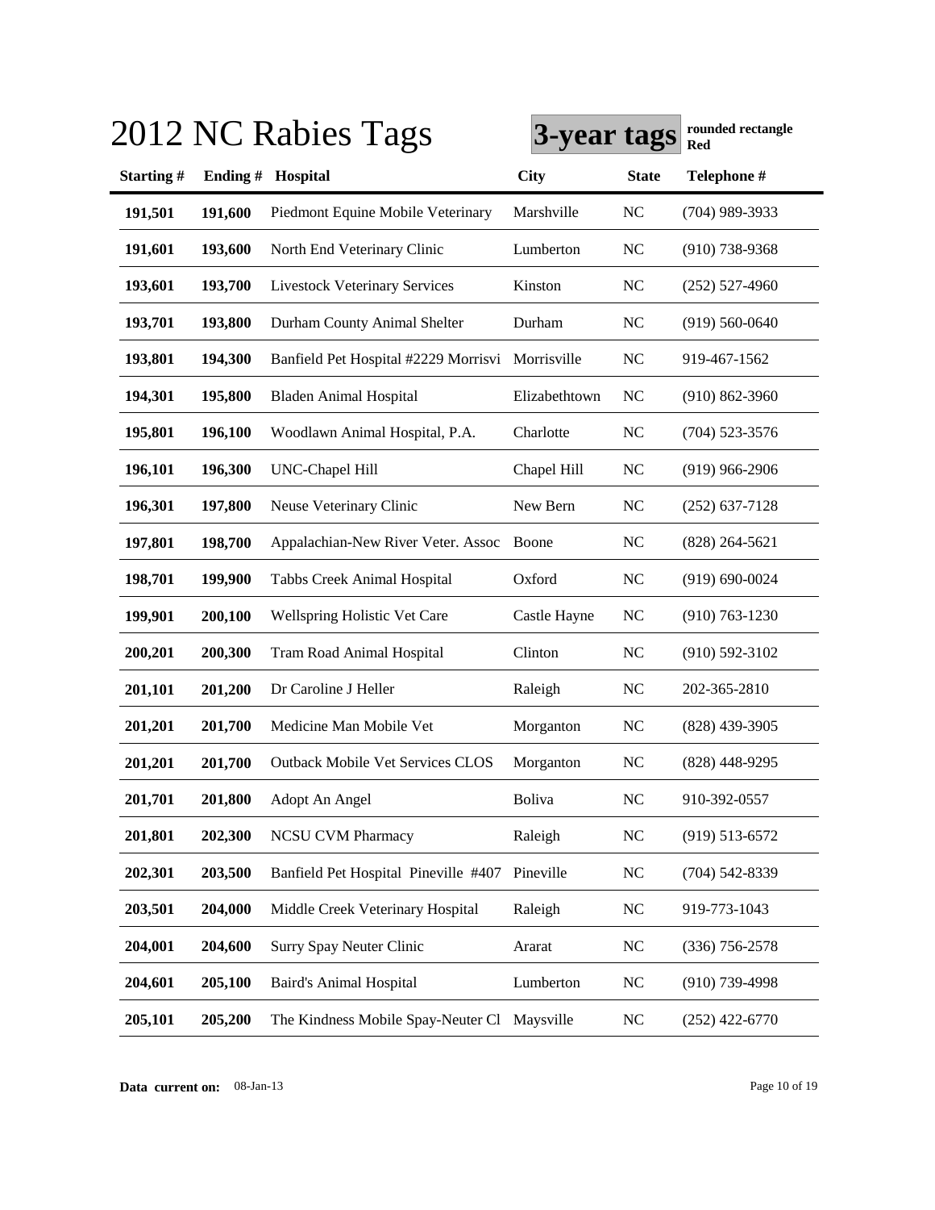# 2012 NC Rabies Tags

**3-year tags** **rounded rectangle Red**

| Starting # | Ending # | Hospital | City | State | Telephone # |
|---|---|---|---|---|---|
| **191,501** | **191,600** | Piedmont Equine Mobile Veterinary | Marshville | NC | (704) 989-3933 |
| **191,601** | **193,600** | North End Veterinary Clinic | Lumberton | NC | (910) 738-9368 |
| **193,601** | **193,700** | Livestock Veterinary Services | Kinston | NC | (252) 527-4960 |
| **193,701** | **193,800** | Durham County Animal Shelter | Durham | NC | (919) 560-0640 |
| **193,801** | **194,300** | Banfield Pet Hospital #2229 Morrisvi | Morrisville | NC | 919-467-1562 |
| **194,301** | **195,800** | Bladen Animal Hospital | Elizabethtown | NC | (910) 862-3960 |
| **195,801** | **196,100** | Woodlawn Animal Hospital, P.A. | Charlotte | NC | (704) 523-3576 |
| **196,101** | **196,300** | UNC-Chapel Hill | Chapel Hill | NC | (919) 966-2906 |
| **196,301** | **197,800** | Neuse Veterinary Clinic | New Bern | NC | (252) 637-7128 |
| **197,801** | **198,700** | Appalachian-New River Veter. Assoc | Boone | NC | (828) 264-5621 |
| **198,701** | **199,900** | Tabbs Creek Animal Hospital | Oxford | NC | (919) 690-0024 |
| **199,901** | **200,100** | Wellspring Holistic Vet Care | Castle Hayne | NC | (910) 763-1230 |
| **200,201** | **200,300** | Tram Road Animal Hospital | Clinton | NC | (910) 592-3102 |
| **201,101** | **201,200** | Dr Caroline J Heller | Raleigh | NC | 202-365-2810 |
| **201,201** | **201,700** | Medicine Man Mobile Vet | Morganton | NC | (828) 439-3905 |
| **201,201** | **201,700** | Outback Mobile Vet Services CLOS | Morganton | NC | (828) 448-9295 |
| **201,701** | **201,800** | Adopt An Angel | Boliva | NC | 910-392-0557 |
| **201,801** | **202,300** | NCSU CVM Pharmacy | Raleigh | NC | (919) 513-6572 |
| **202,301** | **203,500** | Banfield Pet Hospital Pineville #407 | Pineville | NC | (704) 542-8339 |
| **203,501** | **204,000** | Middle Creek Veterinary Hospital | Raleigh | NC | 919-773-1043 |
| **204,001** | **204,600** | Surry Spay Neuter Clinic | Ararat | NC | (336) 756-2578 |
| **204,601** | **205,100** | Baird's Animal Hospital | Lumberton | NC | (910) 739-4998 |
| **205,101** | **205,200** | The Kindness Mobile Spay-Neuter Cl | Maysville | NC | (252) 422-6770 |

**Data current on:** 08-Jan-13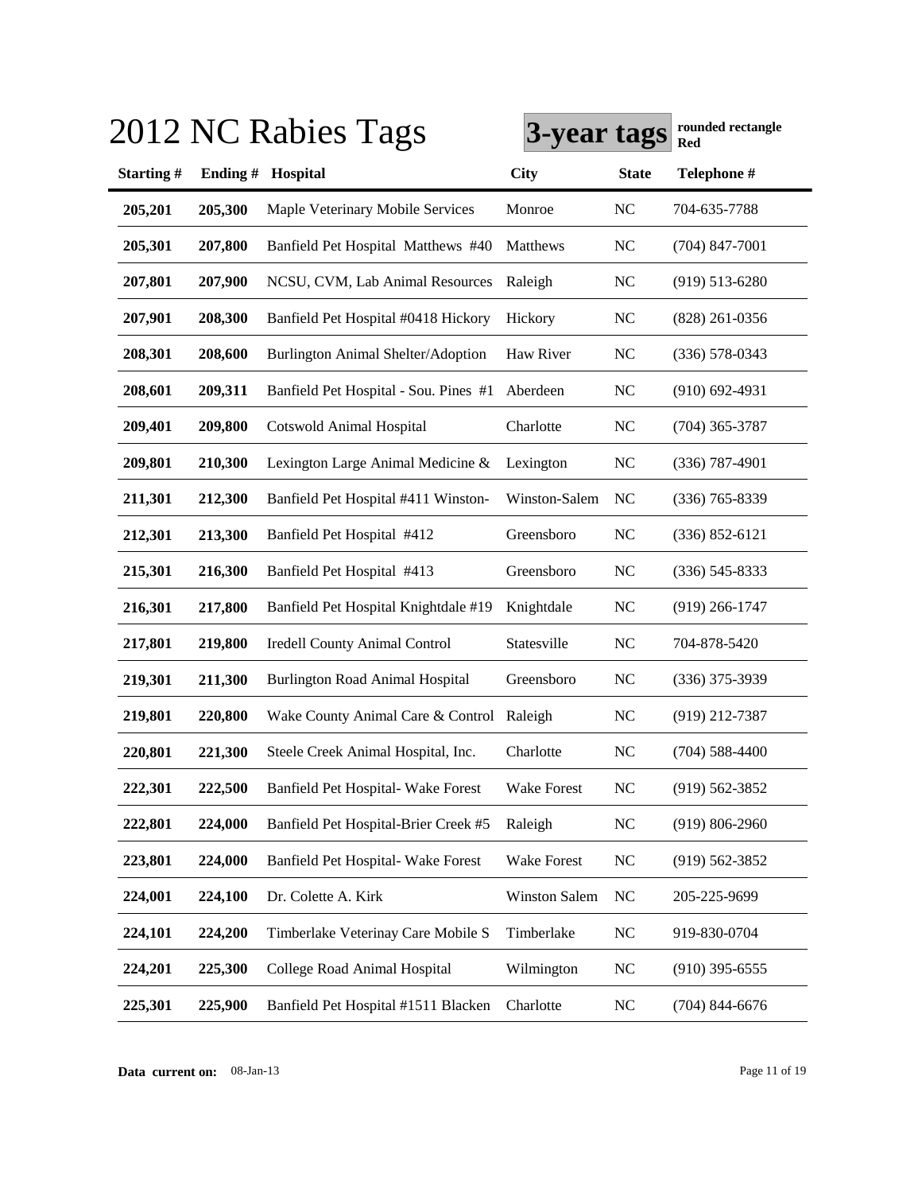# 2012 NC Rabies Tags

**3-year tags** **rounded rectangle Red**

| Starting # | Ending # | Hospital | City | State | Telephone # |
|---|---|---|---|---|---|
| 205,201 | 205,300 | Maple Veterinary Mobile Services | Monroe | NC | 704-635-7788 |
| 205,301 | 207,800 | Banfield Pet Hospital Matthews #40 | Matthews | NC | (704) 847-7001 |
| 207,801 | 207,900 | NCSU, CVM, Lab Animal Resources | Raleigh | NC | (919) 513-6280 |
| 207,901 | 208,300 | Banfield Pet Hospital #0418 Hickory | Hickory | NC | (828) 261-0356 |
| 208,301 | 208,600 | Burlington Animal Shelter/Adoption | Haw River | NC | (336) 578-0343 |
| 208,601 | 209,311 | Banfield Pet Hospital - Sou. Pines #1 | Aberdeen | NC | (910) 692-4931 |
| 209,401 | 209,800 | Cotswold Animal Hospital | Charlotte | NC | (704) 365-3787 |
| 209,801 | 210,300 | Lexington Large Animal Medicine & | Lexington | NC | (336) 787-4901 |
| 211,301 | 212,300 | Banfield Pet Hospital #411 Winston- | Winston-Salem | NC | (336) 765-8339 |
| 212,301 | 213,300 | Banfield Pet Hospital #412 | Greensboro | NC | (336) 852-6121 |
| 215,301 | 216,300 | Banfield Pet Hospital #413 | Greensboro | NC | (336) 545-8333 |
| 216,301 | 217,800 | Banfield Pet Hospital Knightdale #19 | Knightdale | NC | (919) 266-1747 |
| 217,801 | 219,800 | Iredell County Animal Control | Statesville | NC | 704-878-5420 |
| 219,301 | 211,300 | Burlington Road Animal Hospital | Greensboro | NC | (336) 375-3939 |
| 219,801 | 220,800 | Wake County Animal Care & Control | Raleigh | NC | (919) 212-7387 |
| 220,801 | 221,300 | Steele Creek Animal Hospital, Inc. | Charlotte | NC | (704) 588-4400 |
| 222,301 | 222,500 | Banfield Pet Hospital- Wake Forest | Wake Forest | NC | (919) 562-3852 |
| 222,801 | 224,000 | Banfield Pet Hospital-Brier Creek #5 | Raleigh | NC | (919) 806-2960 |
| 223,801 | 224,000 | Banfield Pet Hospital- Wake Forest | Wake Forest | NC | (919) 562-3852 |
| 224,001 | 224,100 | Dr. Colette A. Kirk | Winston Salem | NC | 205-225-9699 |
| 224,101 | 224,200 | Timberlake Veterinay Care Mobile S | Timberlake | NC | 919-830-0704 |
| 224,201 | 225,300 | College Road Animal Hospital | Wilmington | NC | (910) 395-6555 |
| 225,301 | 225,900 | Banfield Pet Hospital #1511 Blacken | Charlotte | NC | (704) 844-6676 |

**Data current on:** 08-Jan-13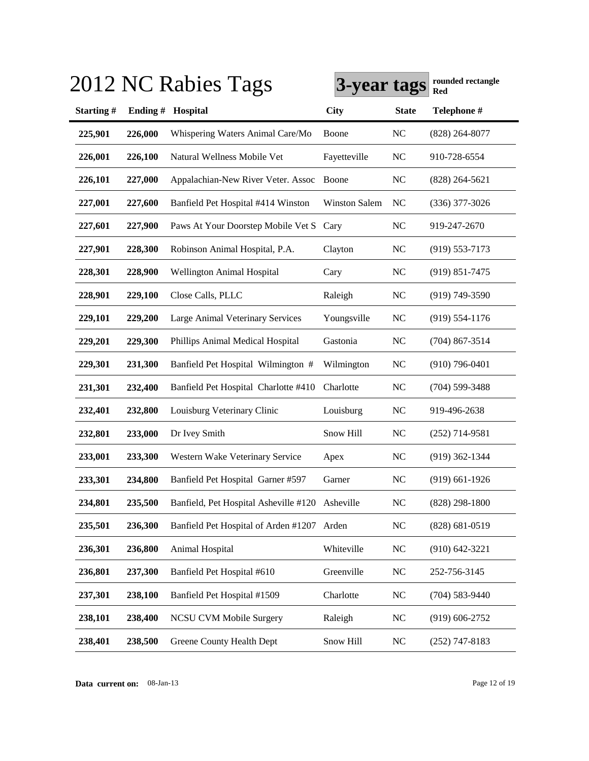# 2012 NC Rabies Tags

**3-year tags** **rounded rectangle Red**

| Starting # | Ending # | Hospital | City | State | Telephone # |
|---|---|---|---|---|---|
| 225,901 | 226,000 | Whispering Waters Animal Care/Mo | Boone | NC | (828) 264-8077 |
| 226,001 | 226,100 | Natural Wellness Mobile Vet | Fayetteville | NC | 910-728-6554 |
| 226,101 | 227,000 | Appalachian-New River Veter. Assoc | Boone | NC | (828) 264-5621 |
| 227,001 | 227,600 | Banfield Pet Hospital #414 Winston | Winston Salem | NC | (336) 377-3026 |
| 227,601 | 227,900 | Paws At Your Doorstep Mobile Vet S | Cary | NC | 919-247-2670 |
| 227,901 | 228,300 | Robinson Animal Hospital, P.A. | Clayton | NC | (919) 553-7173 |
| 228,301 | 228,900 | Wellington Animal Hospital | Cary | NC | (919) 851-7475 |
| 228,901 | 229,100 | Close Calls, PLLC | Raleigh | NC | (919) 749-3590 |
| 229,101 | 229,200 | Large Animal Veterinary Services | Youngsville | NC | (919) 554-1176 |
| 229,201 | 229,300 | Phillips Animal Medical Hospital | Gastonia | NC | (704) 867-3514 |
| 229,301 | 231,300 | Banfield Pet Hospital Wilmington # | Wilmington | NC | (910) 796-0401 |
| 231,301 | 232,400 | Banfield Pet Hospital Charlotte #410 | Charlotte | NC | (704) 599-3488 |
| 232,401 | 232,800 | Louisburg Veterinary Clinic | Louisburg | NC | 919-496-2638 |
| 232,801 | 233,000 | Dr Ivey Smith | Snow Hill | NC | (252) 714-9581 |
| 233,001 | 233,300 | Western Wake Veterinary Service | Apex | NC | (919) 362-1344 |
| 233,301 | 234,800 | Banfield Pet Hospital Garner #597 | Garner | NC | (919) 661-1926 |
| 234,801 | 235,500 | Banfield, Pet Hospital Asheville #120 | Asheville | NC | (828) 298-1800 |
| 235,501 | 236,300 | Banfield Pet Hospital of Arden #1207 | Arden | NC | (828) 681-0519 |
| 236,301 | 236,800 | Animal Hospital | Whiteville | NC | (910) 642-3221 |
| 236,801 | 237,300 | Banfield Pet Hospital #610 | Greenville | NC | 252-756-3145 |
| 237,301 | 238,100 | Banfield Pet Hospital #1509 | Charlotte | NC | (704) 583-9440 |
| 238,101 | 238,400 | NCSU CVM Mobile Surgery | Raleigh | NC | (919) 606-2752 |
| 238,401 | 238,500 | Greene County Health Dept | Snow Hill | NC | (252) 747-8183 |

**Data current on:** 08-Jan-13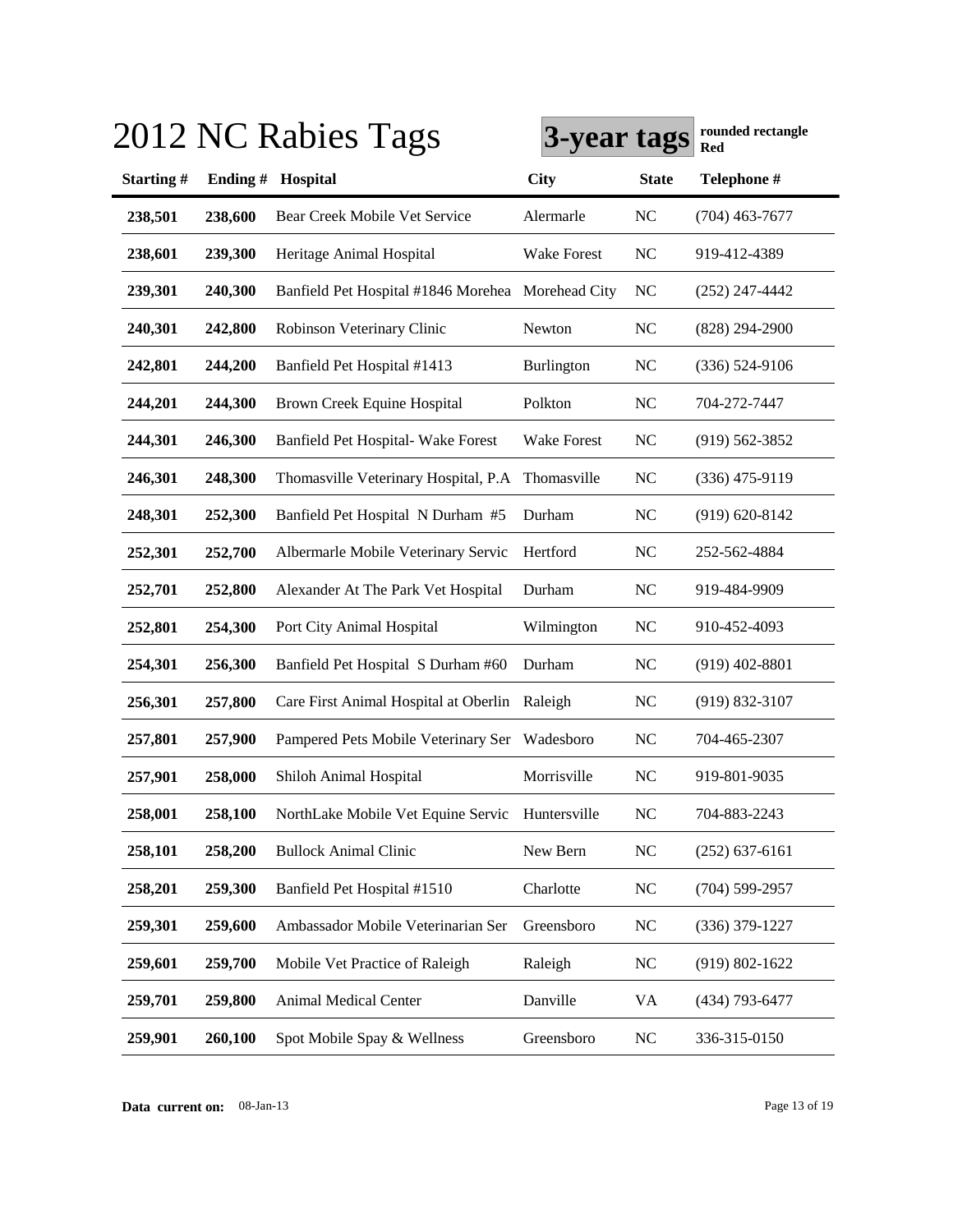# 2012 NC Rabies Tags

**3-year tags** **rounded rectangle Red**

| Starting # | Ending # | Hospital | City | State | Telephone # |
|---|---|---|---|---|---|
| **238,501** | **238,600** | Bear Creek Mobile Vet Service | Alermarle | NC | (704) 463-7677 |
| **238,601** | **239,300** | Heritage Animal Hospital | Wake Forest | NC | 919-412-4389 |
| **239,301** | **240,300** | Banfield Pet Hospital #1846 Morehea | Morehead City | NC | (252) 247-4442 |
| **240,301** | **242,800** | Robinson Veterinary Clinic | Newton | NC | (828) 294-2900 |
| **242,801** | **244,200** | Banfield Pet Hospital #1413 | Burlington | NC | (336) 524-9106 |
| **244,201** | **244,300** | Brown Creek Equine Hospital | Polkton | NC | 704-272-7447 |
| **244,301** | **246,300** | Banfield Pet Hospital- Wake Forest | Wake Forest | NC | (919) 562-3852 |
| **246,301** | **248,300** | Thomasville Veterinary Hospital, P.A | Thomasville | NC | (336) 475-9119 |
| **248,301** | **252,300** | Banfield Pet Hospital N Durham #5 | Durham | NC | (919) 620-8142 |
| **252,301** | **252,700** | Albermarle Mobile Veterinary Servic | Hertford | NC | 252-562-4884 |
| **252,701** | **252,800** | Alexander At The Park Vet Hospital | Durham | NC | 919-484-9909 |
| **252,801** | **254,300** | Port City Animal Hospital | Wilmington | NC | 910-452-4093 |
| **254,301** | **256,300** | Banfield Pet Hospital S Durham #60 | Durham | NC | (919) 402-8801 |
| **256,301** | **257,800** | Care First Animal Hospital at Oberlin | Raleigh | NC | (919) 832-3107 |
| **257,801** | **257,900** | Pampered Pets Mobile Veterinary Ser | Wadesboro | NC | 704-465-2307 |
| **257,901** | **258,000** | Shiloh Animal Hospital | Morrisville | NC | 919-801-9035 |
| **258,001** | **258,100** | NorthLake Mobile Vet Equine Servic | Huntersville | NC | 704-883-2243 |
| **258,101** | **258,200** | Bullock Animal Clinic | New Bern | NC | (252) 637-6161 |
| **258,201** | **259,300** | Banfield Pet Hospital #1510 | Charlotte | NC | (704) 599-2957 |
| **259,301** | **259,600** | Ambassador Mobile Veterinarian Ser | Greensboro | NC | (336) 379-1227 |
| **259,601** | **259,700** | Mobile Vet Practice of Raleigh | Raleigh | NC | (919) 802-1622 |
| **259,701** | **259,800** | Animal Medical Center | Danville | VA | (434) 793-6477 |
| **259,901** | **260,100** | Spot Mobile Spay & Wellness | Greensboro | NC | 336-315-0150 |

**Data current on:** 08-Jan-13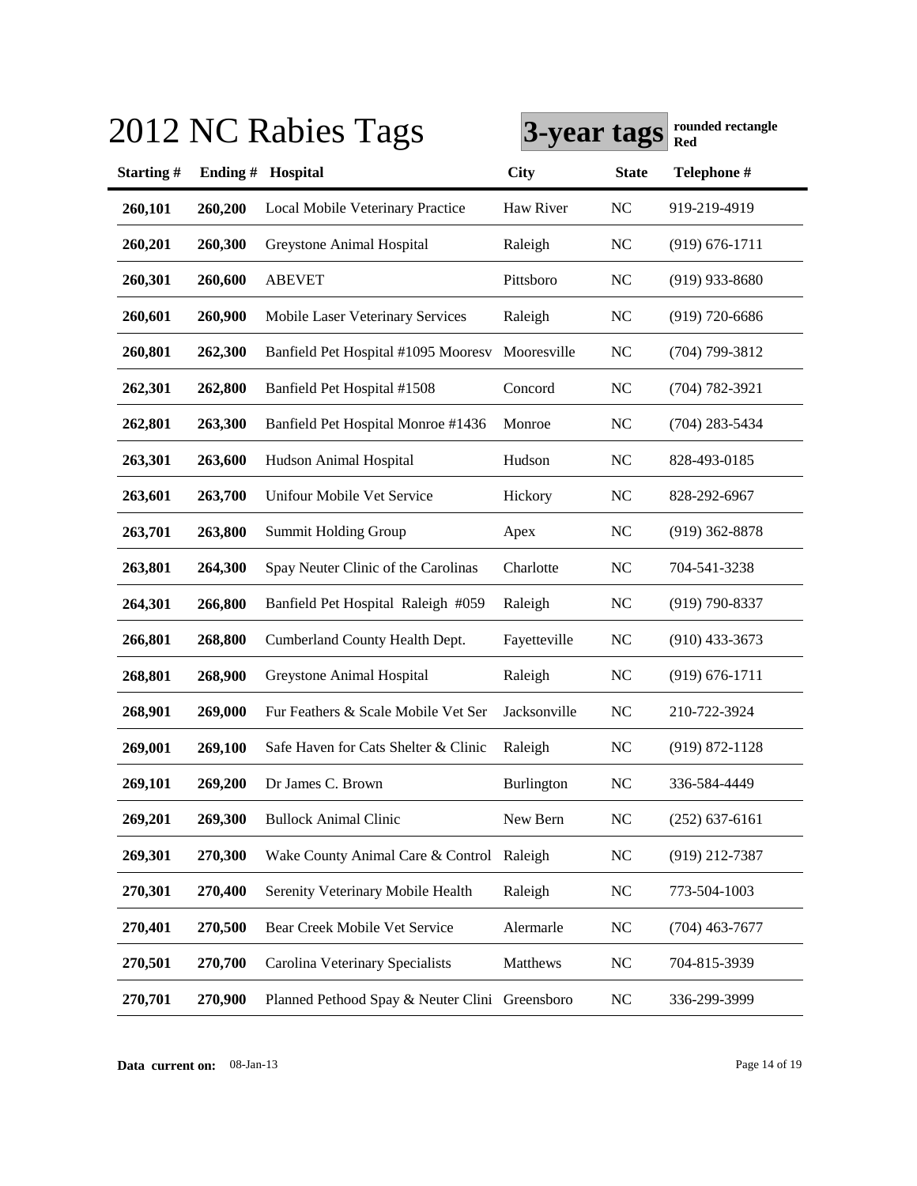# 2012 NC Rabies Tags

**3-year tags** **rounded rectangle Red**

| Starting # | Ending # | Hospital | City | State | Telephone # |
|---|---|---|---|---|---|
| 260,101 | 260,200 | Local Mobile Veterinary Practice | Haw River | NC | 919-219-4919 |
| 260,201 | 260,300 | Greystone Animal Hospital | Raleigh | NC | (919) 676-1711 |
| 260,301 | 260,600 | ABEVET | Pittsboro | NC | (919) 933-8680 |
| 260,601 | 260,900 | Mobile Laser Veterinary Services | Raleigh | NC | (919) 720-6686 |
| 260,801 | 262,300 | Banfield Pet Hospital #1095 Mooresv | Mooresville | NC | (704) 799-3812 |
| 262,301 | 262,800 | Banfield Pet Hospital #1508 | Concord | NC | (704) 782-3921 |
| 262,801 | 263,300 | Banfield Pet Hospital Monroe #1436 | Monroe | NC | (704) 283-5434 |
| 263,301 | 263,600 | Hudson Animal Hospital | Hudson | NC | 828-493-0185 |
| 263,601 | 263,700 | Unifour Mobile Vet Service | Hickory | NC | 828-292-6967 |
| 263,701 | 263,800 | Summit Holding Group | Apex | NC | (919) 362-8878 |
| 263,801 | 264,300 | Spay Neuter Clinic of the Carolinas | Charlotte | NC | 704-541-3238 |
| 264,301 | 266,800 | Banfield Pet Hospital Raleigh #059 | Raleigh | NC | (919) 790-8337 |
| 266,801 | 268,800 | Cumberland County Health Dept. | Fayetteville | NC | (910) 433-3673 |
| 268,801 | 268,900 | Greystone Animal Hospital | Raleigh | NC | (919) 676-1711 |
| 268,901 | 269,000 | Fur Feathers & Scale Mobile Vet Ser | Jacksonville | NC | 210-722-3924 |
| 269,001 | 269,100 | Safe Haven for Cats Shelter & Clinic | Raleigh | NC | (919) 872-1128 |
| 269,101 | 269,200 | Dr James C. Brown | Burlington | NC | 336-584-4449 |
| 269,201 | 269,300 | Bullock Animal Clinic | New Bern | NC | (252) 637-6161 |
| 269,301 | 270,300 | Wake County Animal Care & Control | Raleigh | NC | (919) 212-7387 |
| 270,301 | 270,400 | Serenity Veterinary Mobile Health | Raleigh | NC | 773-504-1003 |
| 270,401 | 270,500 | Bear Creek Mobile Vet Service | Alermarle | NC | (704) 463-7677 |
| 270,501 | 270,700 | Carolina Veterinary Specialists | Matthews | NC | 704-815-3939 |
| 270,701 | 270,900 | Planned Pethood Spay & Neuter Clini | Greensboro | NC | 336-299-3999 |

**Data current on:** 08-Jan-13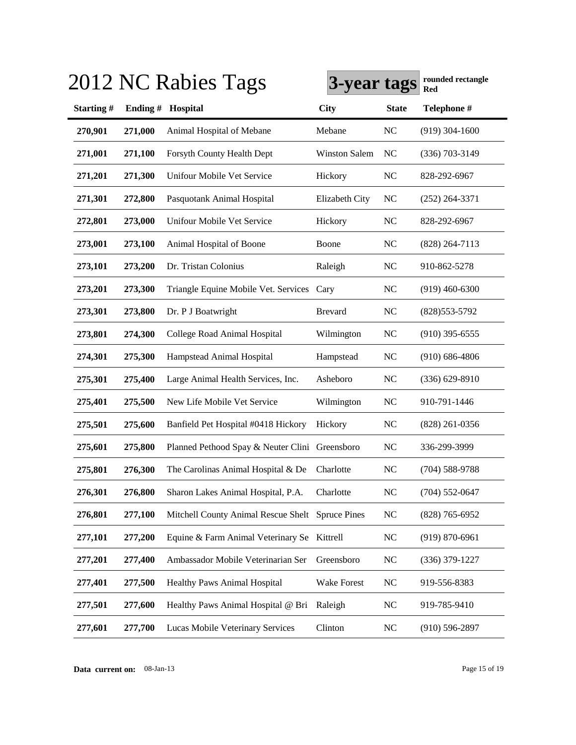# 2012 NC Rabies Tags

**3-year tags** **rounded rectangle Red**

| Starting # | Ending # | Hospital | City | State | Telephone # |
|---|---|---|---|---|---|
| **270,901** | **271,000** | Animal Hospital of Mebane | Mebane | NC | (919) 304-1600 |
| **271,001** | **271,100** | Forsyth County Health Dept | Winston Salem | NC | (336) 703-3149 |
| **271,201** | **271,300** | Unifour Mobile Vet Service | Hickory | NC | 828-292-6967 |
| **271,301** | **272,800** | Pasquotank Animal Hospital | Elizabeth City | NC | (252) 264-3371 |
| **272,801** | **273,000** | Unifour Mobile Vet Service | Hickory | NC | 828-292-6967 |
| **273,001** | **273,100** | Animal Hospital of Boone | Boone | NC | (828) 264-7113 |
| **273,101** | **273,200** | Dr. Tristan Colonius | Raleigh | NC | 910-862-5278 |
| **273,201** | **273,300** | Triangle Equine Mobile Vet. Services | Cary | NC | (919) 460-6300 |
| **273,301** | **273,800** | Dr. P J Boatwright | Brevard | NC | (828)553-5792 |
| **273,801** | **274,300** | College Road Animal Hospital | Wilmington | NC | (910) 395-6555 |
| **274,301** | **275,300** | Hampstead Animal Hospital | Hampstead | NC | (910) 686-4806 |
| **275,301** | **275,400** | Large Animal Health Services, Inc. | Asheboro | NC | (336) 629-8910 |
| **275,401** | **275,500** | New Life Mobile Vet Service | Wilmington | NC | 910-791-1446 |
| **275,501** | **275,600** | Banfield Pet Hospital #0418 Hickory | Hickory | NC | (828) 261-0356 |
| **275,601** | **275,800** | Planned Pethood Spay & Neuter Clini | Greensboro | NC | 336-299-3999 |
| **275,801** | **276,300** | The Carolinas Animal Hospital & De | Charlotte | NC | (704) 588-9788 |
| **276,301** | **276,800** | Sharon Lakes Animal Hospital, P.A. | Charlotte | NC | (704) 552-0647 |
| **276,801** | **277,100** | Mitchell County Animal Rescue Shelt | Spruce Pines | NC | (828) 765-6952 |
| **277,101** | **277,200** | Equine & Farm Animal Veterinary Se | Kittrell | NC | (919) 870-6961 |
| **277,201** | **277,400** | Ambassador Mobile Veterinarian Ser | Greensboro | NC | (336) 379-1227 |
| **277,401** | **277,500** | Healthy Paws Animal Hospital | Wake Forest | NC | 919-556-8383 |
| **277,501** | **277,600** | Healthy Paws Animal Hospital @ Bri | Raleigh | NC | 919-785-9410 |
| **277,601** | **277,700** | Lucas Mobile Veterinary Services | Clinton | NC | (910) 596-2897 |

**Data current on:** 08-Jan-13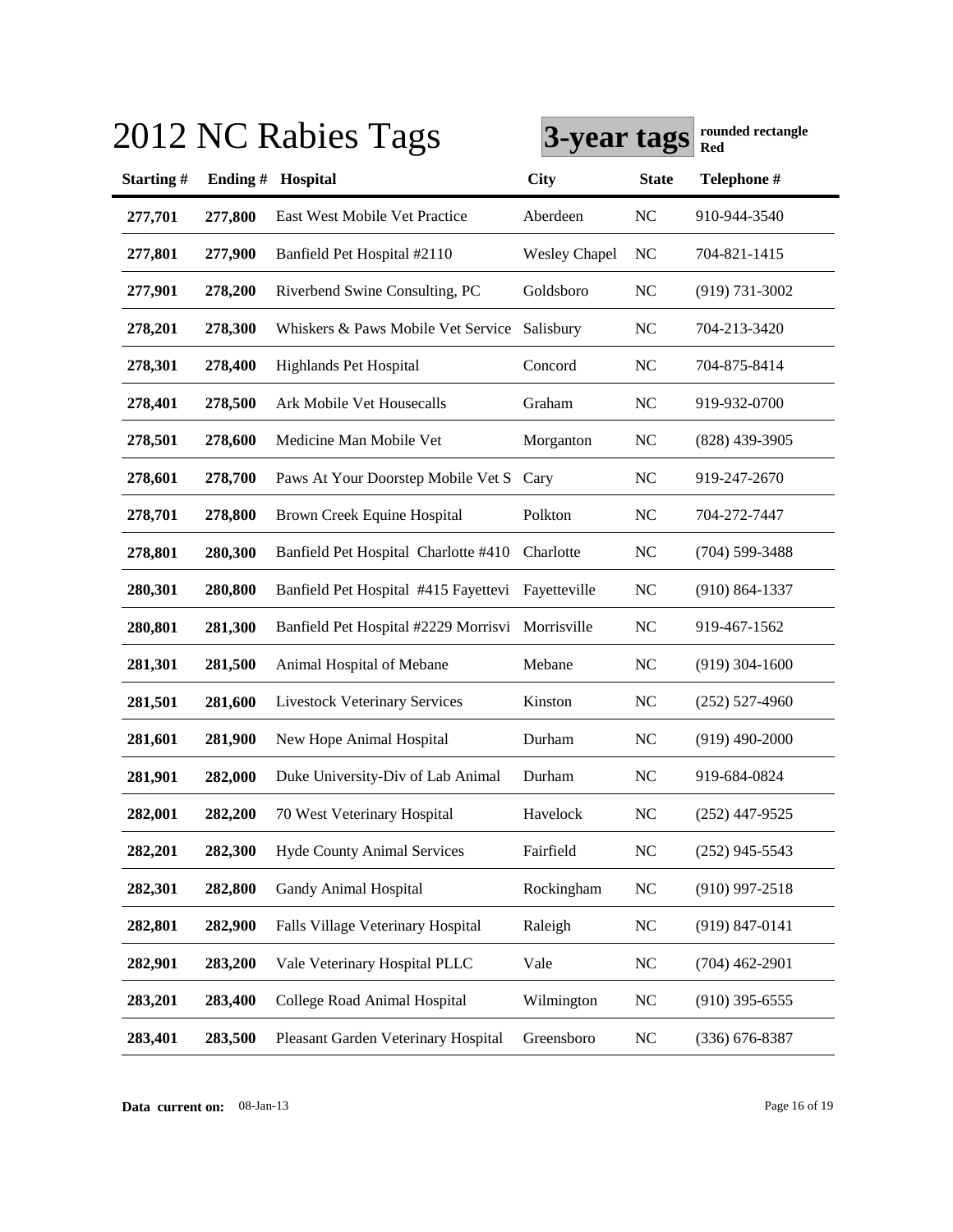# 2012 NC Rabies Tags

**3-year tags** **rounded rectangle Red**

| Starting # | Ending # | Hospital | City | State | Telephone # |
|---|---|---|---|---|---|
| 277,701 | 277,800 | East West Mobile Vet Practice | Aberdeen | NC | 910-944-3540 |
| 277,801 | 277,900 | Banfield Pet Hospital #2110 | Wesley Chapel | NC | 704-821-1415 |
| 277,901 | 278,200 | Riverbend Swine Consulting, PC | Goldsboro | NC | (919) 731-3002 |
| 278,201 | 278,300 | Whiskers & Paws Mobile Vet Service | Salisbury | NC | 704-213-3420 |
| 278,301 | 278,400 | Highlands Pet Hospital | Concord | NC | 704-875-8414 |
| 278,401 | 278,500 | Ark Mobile Vet Housecalls | Graham | NC | 919-932-0700 |
| 278,501 | 278,600 | Medicine Man Mobile Vet | Morganton | NC | (828) 439-3905 |
| 278,601 | 278,700 | Paws At Your Doorstep Mobile Vet S | Cary | NC | 919-247-2670 |
| 278,701 | 278,800 | Brown Creek Equine Hospital | Polkton | NC | 704-272-7447 |
| 278,801 | 280,300 | Banfield Pet Hospital Charlotte #410 | Charlotte | NC | (704) 599-3488 |
| 280,301 | 280,800 | Banfield Pet Hospital #415 Fayettevi | Fayetteville | NC | (910) 864-1337 |
| 280,801 | 281,300 | Banfield Pet Hospital #2229 Morrisvi | Morrisville | NC | 919-467-1562 |
| 281,301 | 281,500 | Animal Hospital of Mebane | Mebane | NC | (919) 304-1600 |
| 281,501 | 281,600 | Livestock Veterinary Services | Kinston | NC | (252) 527-4960 |
| 281,601 | 281,900 | New Hope Animal Hospital | Durham | NC | (919) 490-2000 |
| 281,901 | 282,000 | Duke University-Div of Lab Animal | Durham | NC | 919-684-0824 |
| 282,001 | 282,200 | 70 West Veterinary Hospital | Havelock | NC | (252) 447-9525 |
| 282,201 | 282,300 | Hyde County Animal Services | Fairfield | NC | (252) 945-5543 |
| 282,301 | 282,800 | Gandy Animal Hospital | Rockingham | NC | (910) 997-2518 |
| 282,801 | 282,900 | Falls Village Veterinary Hospital | Raleigh | NC | (919) 847-0141 |
| 282,901 | 283,200 | Vale Veterinary Hospital PLLC | Vale | NC | (704) 462-2901 |
| 283,201 | 283,400 | College Road Animal Hospital | Wilmington | NC | (910) 395-6555 |
| 283,401 | 283,500 | Pleasant Garden Veterinary Hospital | Greensboro | NC | (336) 676-8387 |

**Data current on:** 08-Jan-13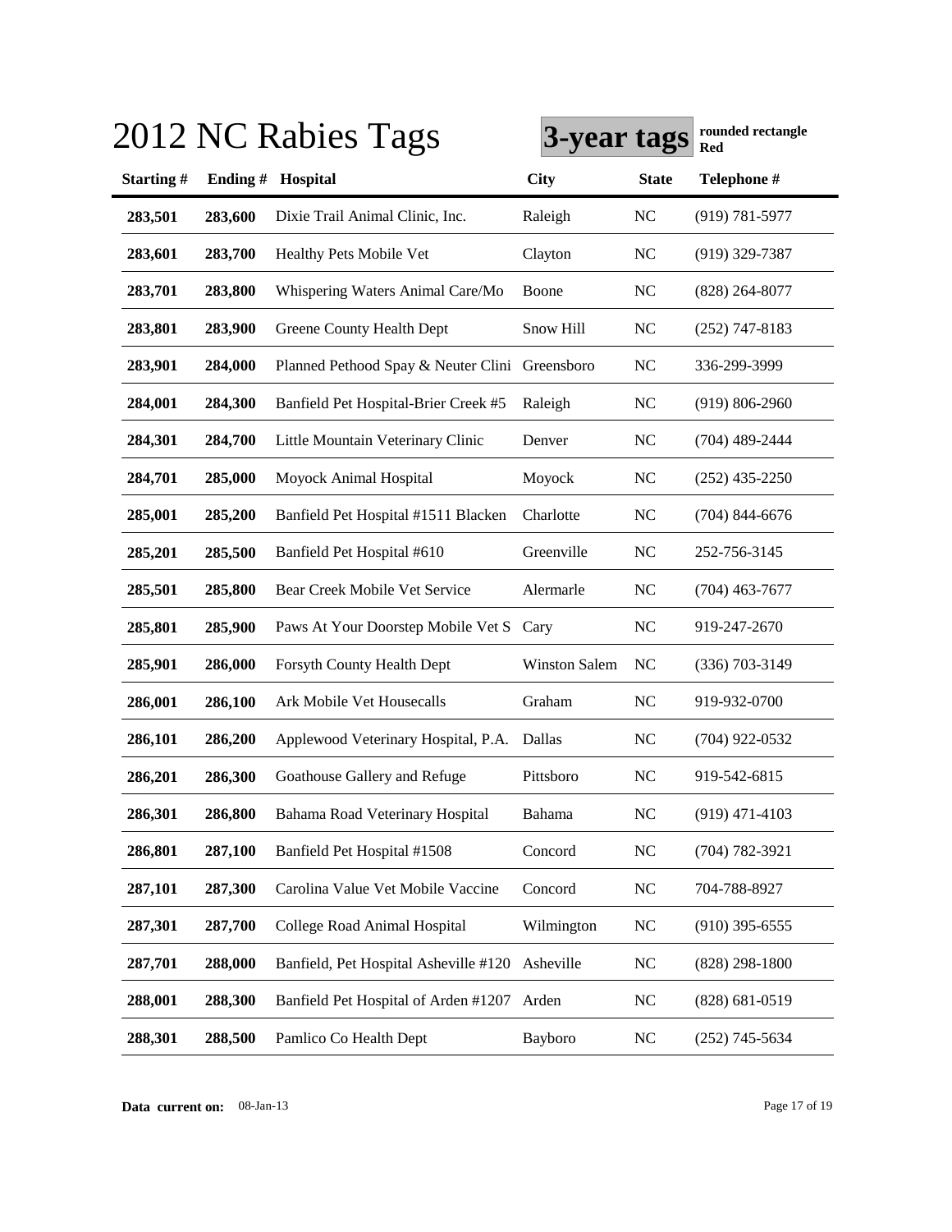# 2012 NC Rabies Tags

**3-year tags** **rounded rectangle Red**

| Starting # | Ending # | Hospital | City | State | Telephone # |
|---|---|---|---|---|---|
| **283,501** | **283,600** | Dixie Trail Animal Clinic, Inc. | Raleigh | NC | (919) 781-5977 |
| **283,601** | **283,700** | Healthy Pets Mobile Vet | Clayton | NC | (919) 329-7387 |
| **283,701** | **283,800** | Whispering Waters Animal Care/Mo | Boone | NC | (828) 264-8077 |
| **283,801** | **283,900** | Greene County Health Dept | Snow Hill | NC | (252) 747-8183 |
| **283,901** | **284,000** | Planned Pethood Spay & Neuter Clini | Greensboro | NC | 336-299-3999 |
| **284,001** | **284,300** | Banfield Pet Hospital-Brier Creek #5 | Raleigh | NC | (919) 806-2960 |
| **284,301** | **284,700** | Little Mountain Veterinary Clinic | Denver | NC | (704) 489-2444 |
| **284,701** | **285,000** | Moyock Animal Hospital | Moyock | NC | (252) 435-2250 |
| **285,001** | **285,200** | Banfield Pet Hospital #1511 Blacken | Charlotte | NC | (704) 844-6676 |
| **285,201** | **285,500** | Banfield Pet Hospital #610 | Greenville | NC | 252-756-3145 |
| **285,501** | **285,800** | Bear Creek Mobile Vet Service | Alermarle | NC | (704) 463-7677 |
| **285,801** | **285,900** | Paws At Your Doorstep Mobile Vet S | Cary | NC | 919-247-2670 |
| **285,901** | **286,000** | Forsyth County Health Dept | Winston Salem | NC | (336) 703-3149 |
| **286,001** | **286,100** | Ark Mobile Vet Housecalls | Graham | NC | 919-932-0700 |
| **286,101** | **286,200** | Applewood Veterinary Hospital, P.A. | Dallas | NC | (704) 922-0532 |
| **286,201** | **286,300** | Goathouse Gallery and Refuge | Pittsboro | NC | 919-542-6815 |
| **286,301** | **286,800** | Bahama Road Veterinary Hospital | Bahama | NC | (919) 471-4103 |
| **286,801** | **287,100** | Banfield Pet Hospital #1508 | Concord | NC | (704) 782-3921 |
| **287,101** | **287,300** | Carolina Value Vet Mobile Vaccine | Concord | NC | 704-788-8927 |
| **287,301** | **287,700** | College Road Animal Hospital | Wilmington | NC | (910) 395-6555 |
| **287,701** | **288,000** | Banfield, Pet Hospital Asheville #120 | Asheville | NC | (828) 298-1800 |
| **288,001** | **288,300** | Banfield Pet Hospital of Arden #1207 | Arden | NC | (828) 681-0519 |
| **288,301** | **288,500** | Pamlico Co Health Dept | Bayboro | NC | (252) 745-5634 |

**Data current on:** 08-Jan-13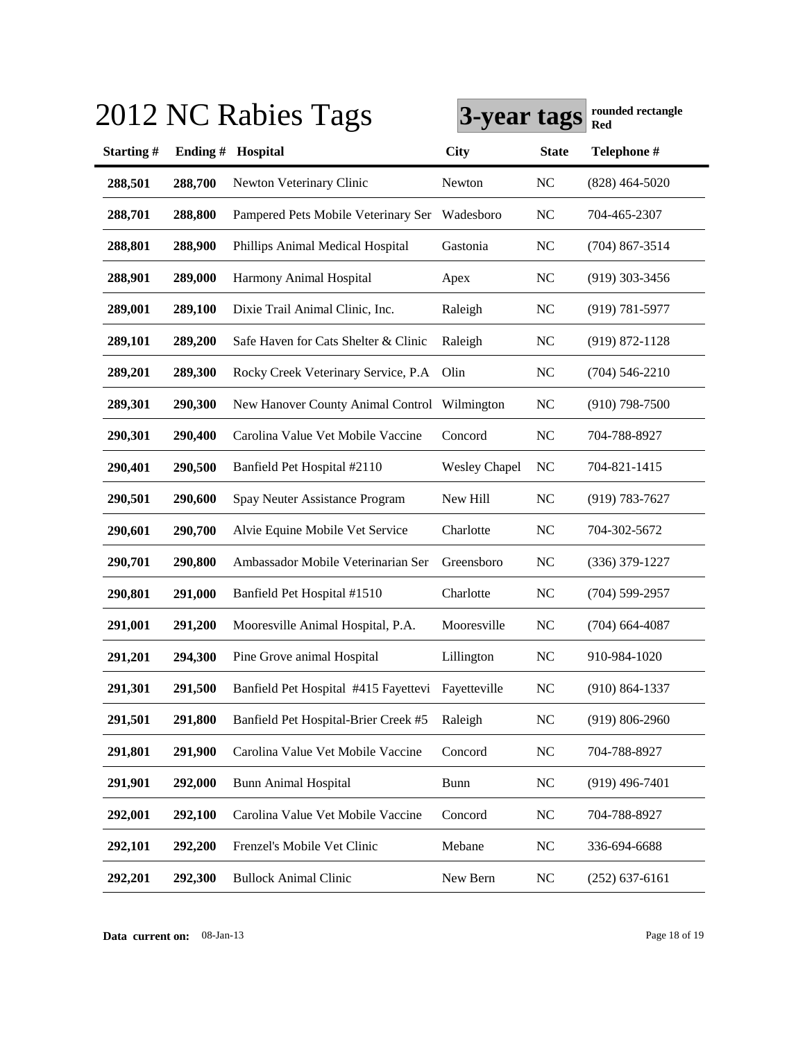# 2012 NC Rabies Tags

**3-year tags** **rounded rectangle Red**

| Starting # | Ending # | Hospital | City | State | Telephone # |
|---|---|---|---|---|---|
| **288,501** | **288,700** | Newton Veterinary Clinic | Newton | NC | (828) 464-5020 |
| **288,701** | **288,800** | Pampered Pets Mobile Veterinary Ser | Wadesboro | NC | 704-465-2307 |
| **288,801** | **288,900** | Phillips Animal Medical Hospital | Gastonia | NC | (704) 867-3514 |
| **288,901** | **289,000** | Harmony Animal Hospital | Apex | NC | (919) 303-3456 |
| **289,001** | **289,100** | Dixie Trail Animal Clinic, Inc. | Raleigh | NC | (919) 781-5977 |
| **289,101** | **289,200** | Safe Haven for Cats Shelter & Clinic | Raleigh | NC | (919) 872-1128 |
| **289,201** | **289,300** | Rocky Creek Veterinary Service, P.A | Olin | NC | (704) 546-2210 |
| **289,301** | **290,300** | New Hanover County Animal Control | Wilmington | NC | (910) 798-7500 |
| **290,301** | **290,400** | Carolina Value Vet Mobile Vaccine | Concord | NC | 704-788-8927 |
| **290,401** | **290,500** | Banfield Pet Hospital #2110 | Wesley Chapel | NC | 704-821-1415 |
| **290,501** | **290,600** | Spay Neuter Assistance Program | New Hill | NC | (919) 783-7627 |
| **290,601** | **290,700** | Alvie Equine Mobile Vet Service | Charlotte | NC | 704-302-5672 |
| **290,701** | **290,800** | Ambassador Mobile Veterinarian Ser | Greensboro | NC | (336) 379-1227 |
| **290,801** | **291,000** | Banfield Pet Hospital #1510 | Charlotte | NC | (704) 599-2957 |
| **291,001** | **291,200** | Mooresville Animal Hospital, P.A. | Mooresville | NC | (704) 664-4087 |
| **291,201** | **294,300** | Pine Grove animal Hospital | Lillington | NC | 910-984-1020 |
| **291,301** | **291,500** | Banfield Pet Hospital #415 Fayettevi | Fayetteville | NC | (910) 864-1337 |
| **291,501** | **291,800** | Banfield Pet Hospital-Brier Creek #5 | Raleigh | NC | (919) 806-2960 |
| **291,801** | **291,900** | Carolina Value Vet Mobile Vaccine | Concord | NC | 704-788-8927 |
| **291,901** | **292,000** | Bunn Animal Hospital | Bunn | NC | (919) 496-7401 |
| **292,001** | **292,100** | Carolina Value Vet Mobile Vaccine | Concord | NC | 704-788-8927 |
| **292,101** | **292,200** | Frenzel's Mobile Vet Clinic | Mebane | NC | 336-694-6688 |
| **292,201** | **292,300** | Bullock Animal Clinic | New Bern | NC | (252) 637-6161 |

**Data current on:** 08-Jan-13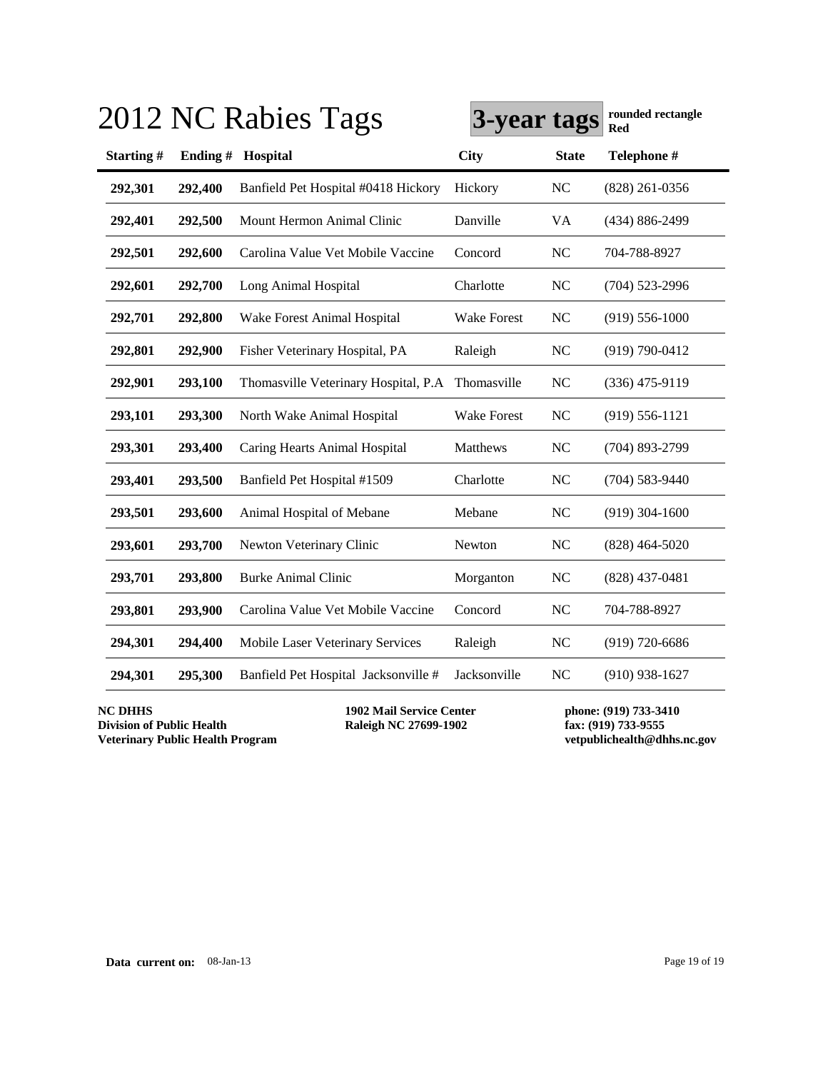# 2012 NC Rabies Tags

**3-year tags** **rounded rectangle Red**

| Starting # | Ending # | Hospital | City | State | Telephone # |
|---|---|---|---|---|---|
| **292,301** | **292,400** | Banfield Pet Hospital #0418 Hickory | Hickory | NC | (828) 261-0356 |
| **292,401** | **292,500** | Mount Hermon Animal Clinic | Danville | VA | (434) 886-2499 |
| **292,501** | **292,600** | Carolina Value Vet Mobile Vaccine | Concord | NC | 704-788-8927 |
| **292,601** | **292,700** | Long Animal Hospital | Charlotte | NC | (704) 523-2996 |
| **292,701** | **292,800** | Wake Forest Animal Hospital | Wake Forest | NC | (919) 556-1000 |
| **292,801** | **292,900** | Fisher Veterinary Hospital, PA | Raleigh | NC | (919) 790-0412 |
| **292,901** | **293,100** | Thomasville Veterinary Hospital, P.A | Thomasville | NC | (336) 475-9119 |
| **293,101** | **293,300** | North Wake Animal Hospital | Wake Forest | NC | (919) 556-1121 |
| **293,301** | **293,400** | Caring Hearts Animal Hospital | Matthews | NC | (704) 893-2799 |
| **293,401** | **293,500** | Banfield Pet Hospital #1509 | Charlotte | NC | (704) 583-9440 |
| **293,501** | **293,600** | Animal Hospital of Mebane | Mebane | NC | (919) 304-1600 |
| **293,601** | **293,700** | Newton Veterinary Clinic | Newton | NC | (828) 464-5020 |
| **293,701** | **293,800** | Burke Animal Clinic | Morganton | NC | (828) 437-0481 |
| **293,801** | **293,900** | Carolina Value Vet Mobile Vaccine | Concord | NC | 704-788-8927 |
| **294,301** | **294,400** | Mobile Laser Veterinary Services | Raleigh | NC | (919) 720-6686 |
| **294,301** | **295,300** | Banfield Pet Hospital Jacksonville # | Jacksonville | NC | (910) 938-1627 |

**NC DHHS**
**Division of Public Health**
**Veterinary Public Health Program**

**1902 Mail Service Center**
**Raleigh NC 27699-1902**

**phone: (919) 733-3410**
**fax: (919) 733-9555**
**vetpublichealth@dhhs.nc.gov**

**Data current on:** 08-Jan-13